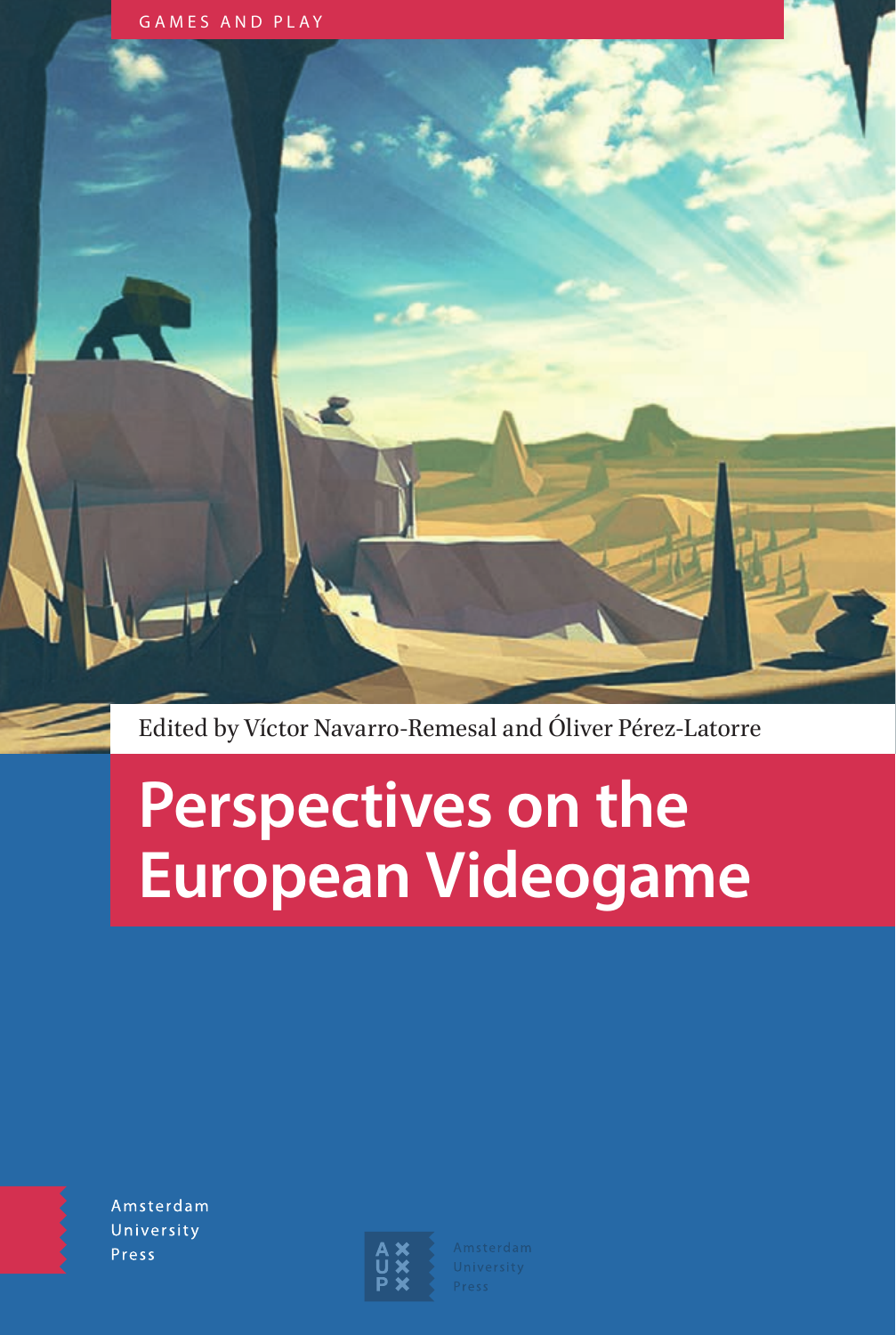GAMES AND PLAY

Edited by Víctor Navarro-Remesal and Óliver Pérez-Latorre

# Perspectives on the European Videogame

Amsterdam University Press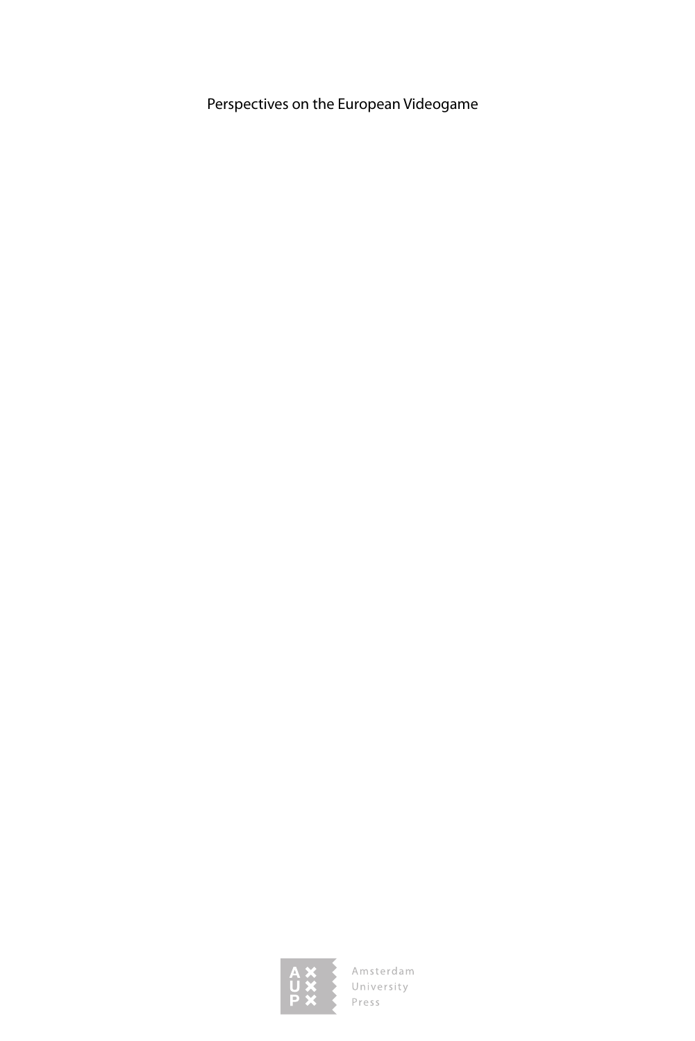Perspectives on the European Videogame

Amsterdam
University
Press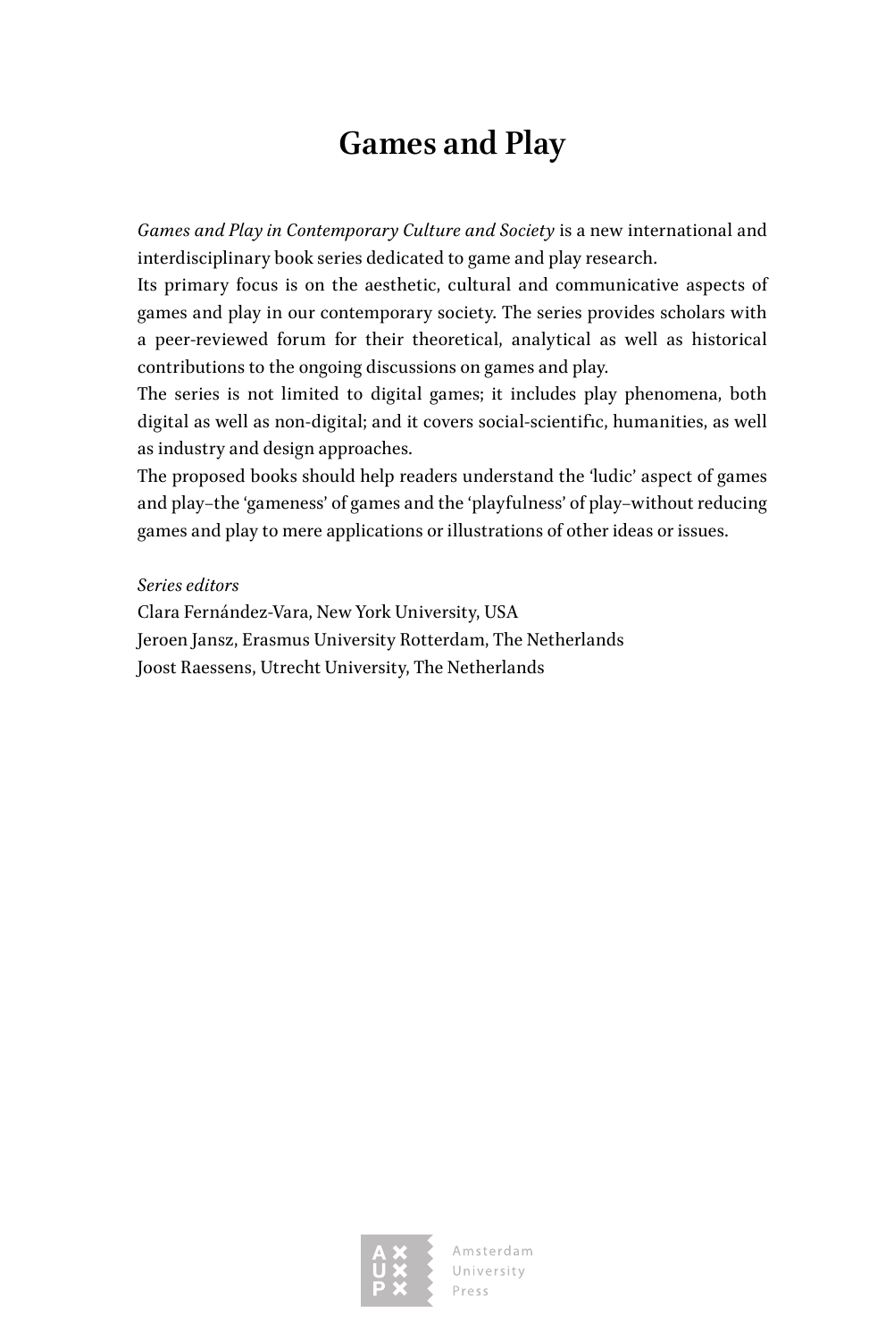# Games and Play

*Games and Play in Contemporary Culture and Society* is a new international and interdisciplinary book series dedicated to game and play research.
Its primary focus is on the aesthetic, cultural and communicative aspects of games and play in our contemporary society. The series provides scholars with a peer-reviewed forum for their theoretical, analytical as well as historical contributions to the ongoing discussions on games and play.
The series is not limited to digital games; it includes play phenomena, both digital as well as non-digital; and it covers social-scientific, humanities, as well as industry and design approaches.
The proposed books should help readers understand the 'ludic' aspect of games and play–the 'gameness' of games and the 'playfulness' of play–without reducing games and play to mere applications or illustrations of other ideas or issues.

*Series editors*
Clara Fernández-Vara, New York University, USA
Jeroen Jansz, Erasmus University Rotterdam, The Netherlands
Joost Raessens, Utrecht University, The Netherlands

Amsterdam University Press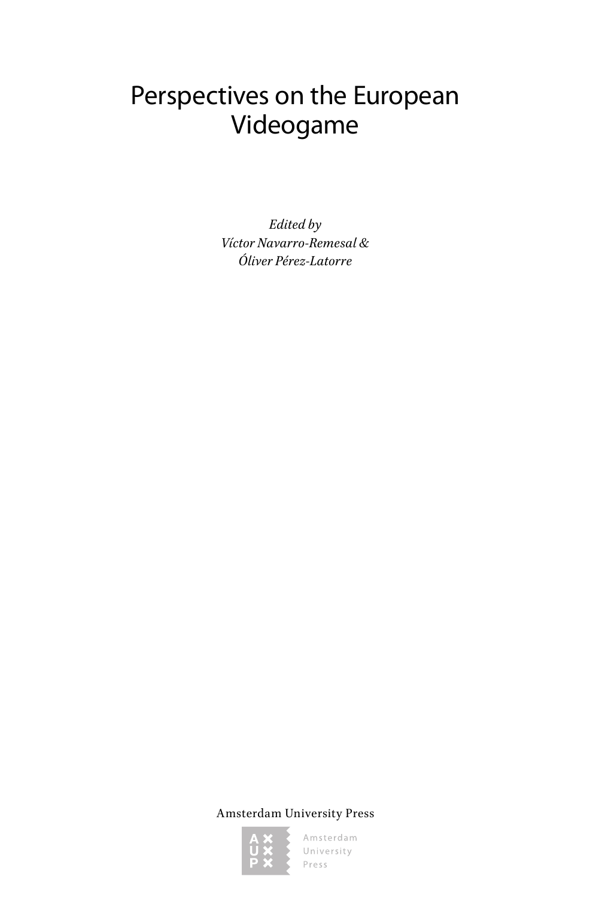# Perspectives on the European Videogame

*Edited by*
*Víctor Navarro-Remesal &*
*Óliver Pérez-Latorre*

Amsterdam University Press

Amsterdam University Press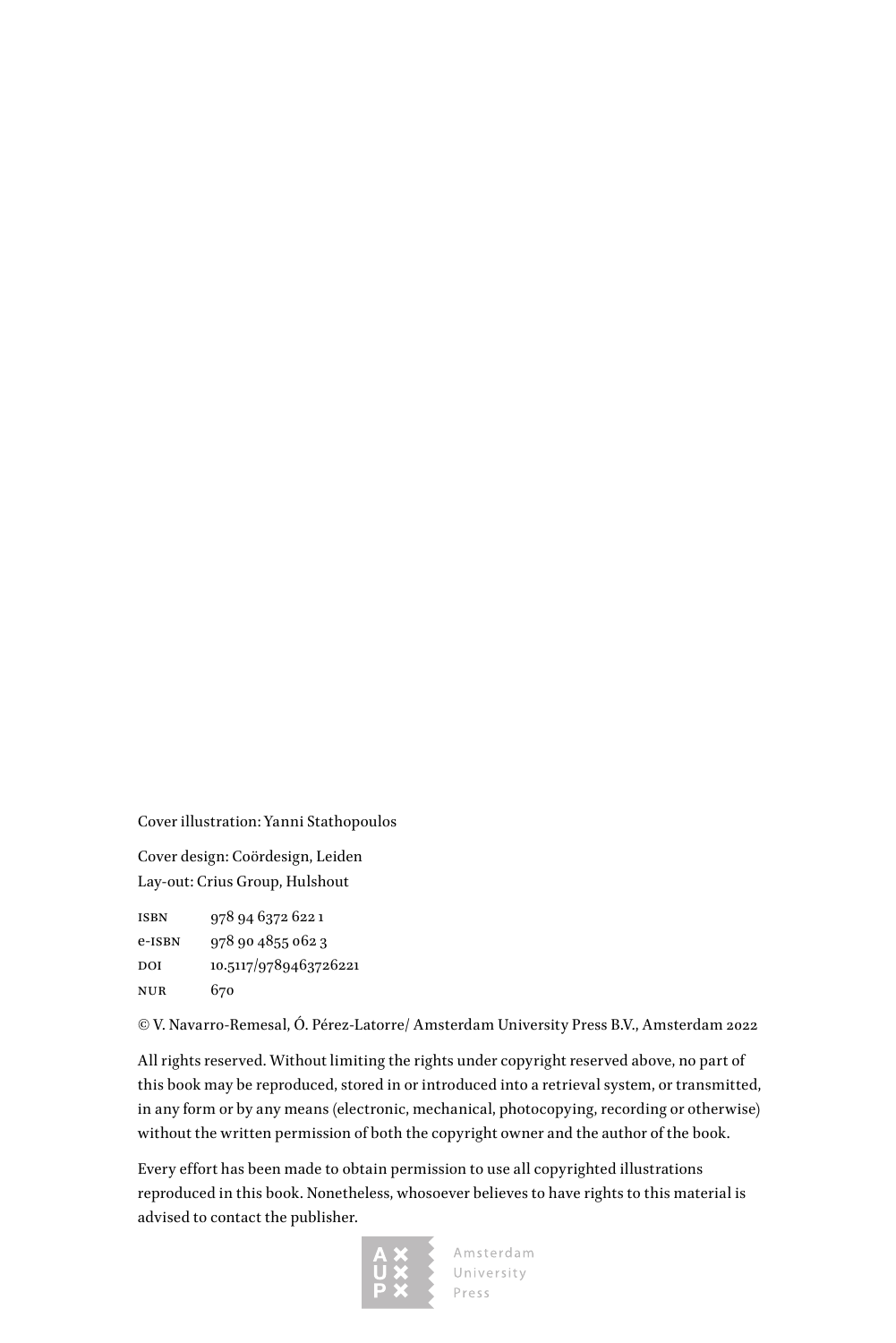Cover illustration: Yanni Stathopoulos

Cover design: Coördesign, Leiden
Lay-out: Crius Group, Hulshout

| | |
|---|---|
| ISBN | 978 94 6372 622 1 |
| e-ISBN | 978 90 4855 062 3 |
| DOI | 10.5117/9789463726221 |
| NUR | 670 |

© V. Navarro-Remesal, Ó. Pérez-Latorre/ Amsterdam University Press B.V., Amsterdam 2022

All rights reserved. Without limiting the rights under copyright reserved above, no part of this book may be reproduced, stored in or introduced into a retrieval system, or transmitted, in any form or by any means (electronic, mechanical, photocopying, recording or otherwise) without the written permission of both the copyright owner and the author of the book.

Every effort has been made to obtain permission to use all copyrighted illustrations reproduced in this book. Nonetheless, whosoever believes to have rights to this material is advised to contact the publisher.

Amsterdam University Press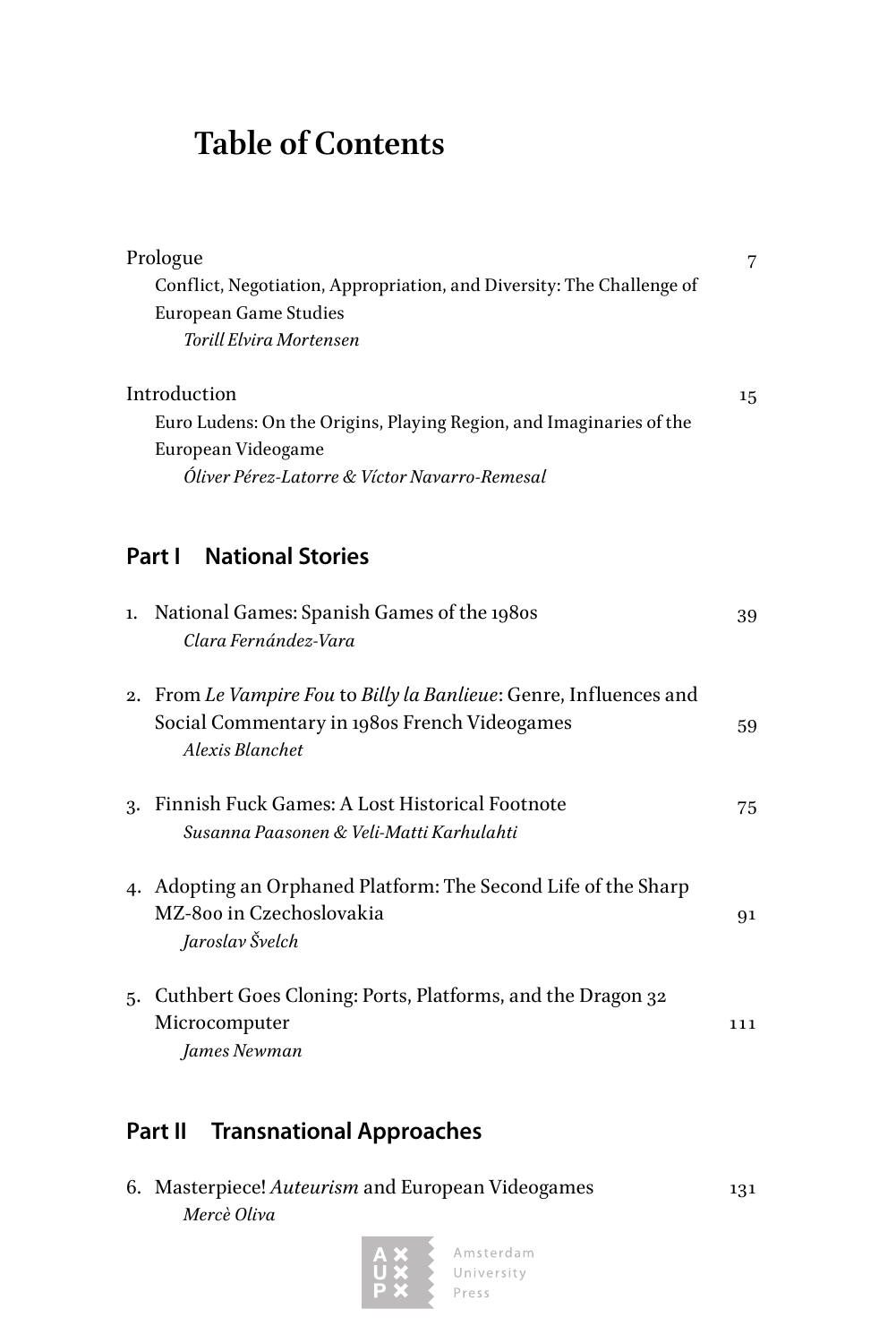# Table of Contents

Prologue — 7
Conflict, Negotiation, Appropriation, and Diversity: The Challenge of European Game Studies
*Torill Elvira Mortensen*

Introduction — 15
Euro Ludens: On the Origins, Playing Region, and Imaginaries of the European Videogame
*Óliver Pérez-Latorre & Víctor Navarro-Remesal*

## Part I National Stories

1. National Games: Spanish Games of the 1980s — 39
   *Clara Fernández-Vara*

2. From *Le Vampire Fou* to *Billy la Banlieue*: Genre, Influences and Social Commentary in 1980s French Videogames — 59
   *Alexis Blanchet*

3. Finnish Fuck Games: A Lost Historical Footnote — 75
   *Susanna Paasonen & Veli-Matti Karhulahti*

4. Adopting an Orphaned Platform: The Second Life of the Sharp MZ-800 in Czechoslovakia — 91
   *Jaroslav Švelch*

5. Cuthbert Goes Cloning: Ports, Platforms, and the Dragon 32 Microcomputer — 111
   *James Newman*

## Part II Transnational Approaches

6. Masterpiece! *Auteurism* and European Videogames — 131
   *Mercè Oliva*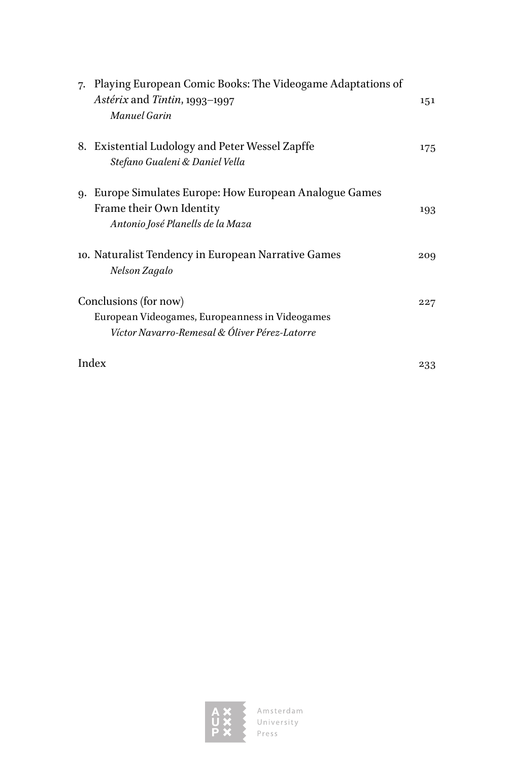7. Playing European Comic Books: The Videogame Adaptations of *Astérix* and *Tintin*, 1993–1997 151
   *Manuel Garin*

8. Existential Ludology and Peter Wessel Zapffe 175
   *Stefano Gualeni & Daniel Vella*

9. Europe Simulates Europe: How European Analogue Games Frame their Own Identity 193
   *Antonio José Planells de la Maza*

10. Naturalist Tendency in European Narrative Games 209
    *Nelson Zagalo*

Conclusions (for now) 227
European Videogames, Europeanness in Videogames
*Víctor Navarro-Remesal & Óliver Pérez-Latorre*

Index 233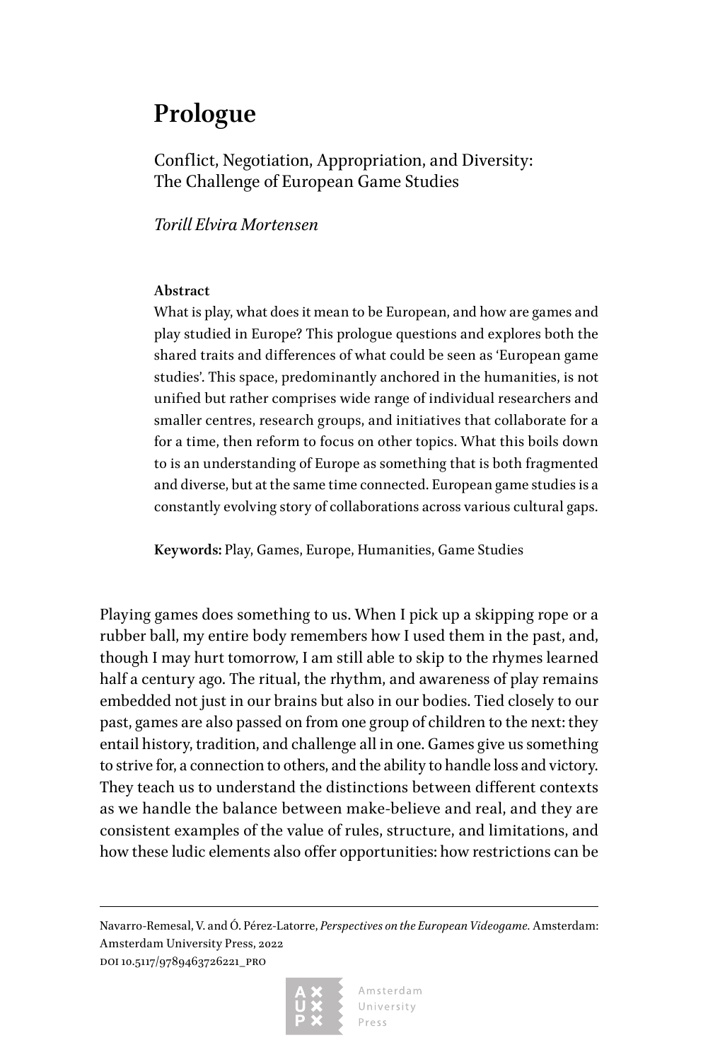# Prologue

Conflict, Negotiation, Appropriation, and Diversity: The Challenge of European Game Studies

*Torill Elvira Mortensen*

**Abstract**

What is play, what does it mean to be European, and how are games and play studied in Europe? This prologue questions and explores both the shared traits and differences of what could be seen as 'European game studies'. This space, predominantly anchored in the humanities, is not unified but rather comprises wide range of individual researchers and smaller centres, research groups, and initiatives that collaborate for a for a time, then reform to focus on other topics. What this boils down to is an understanding of Europe as something that is both fragmented and diverse, but at the same time connected. European game studies is a constantly evolving story of collaborations across various cultural gaps.

**Keywords:** Play, Games, Europe, Humanities, Game Studies

Playing games does something to us. When I pick up a skipping rope or a rubber ball, my entire body remembers how I used them in the past, and, though I may hurt tomorrow, I am still able to skip to the rhymes learned half a century ago. The ritual, the rhythm, and awareness of play remains embedded not just in our brains but also in our bodies. Tied closely to our past, games are also passed on from one group of children to the next: they entail history, tradition, and challenge all in one. Games give us something to strive for, a connection to others, and the ability to handle loss and victory. They teach us to understand the distinctions between different contexts as we handle the balance between make-believe and real, and they are consistent examples of the value of rules, structure, and limitations, and how these ludic elements also offer opportunities: how restrictions can be

---

Navarro-Remesal, V. and Ó. Pérez-Latorre, *Perspectives on the European Videogame.* Amsterdam: Amsterdam University Press, 2022
DOI 10.5117/9789463726221_PRO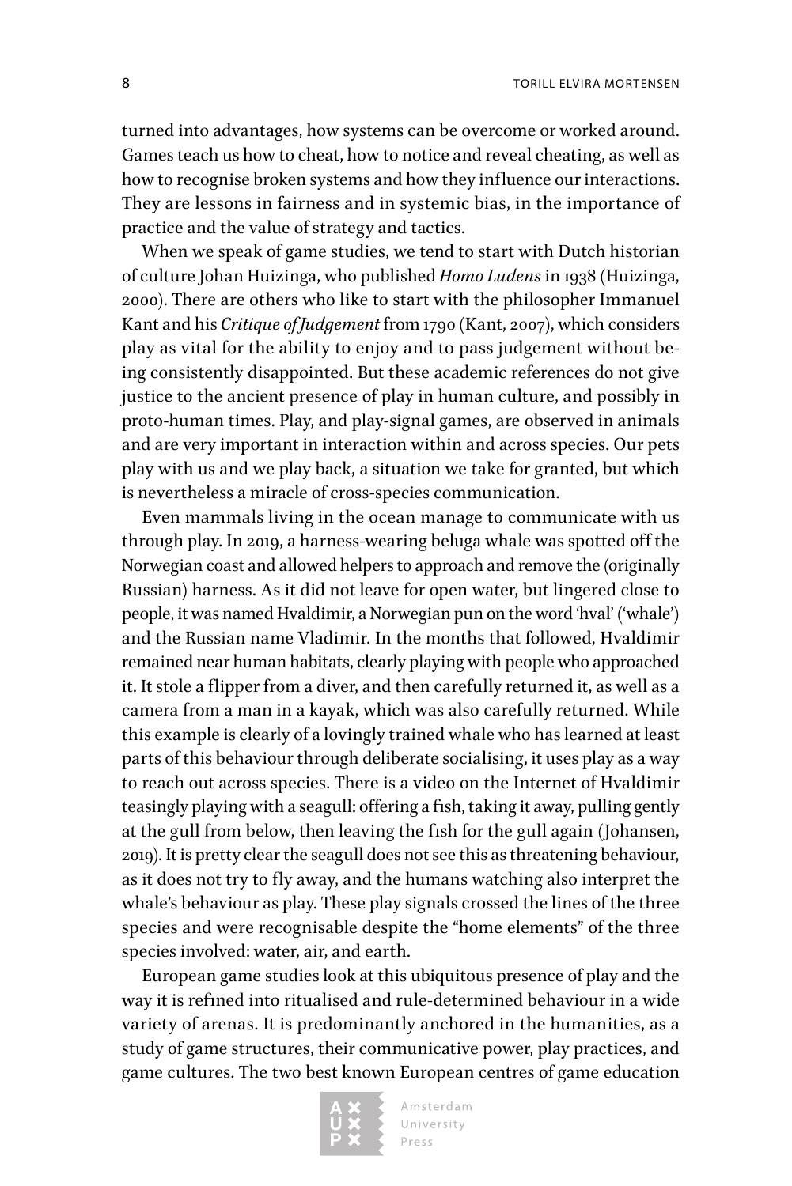turned into advantages, how systems can be overcome or worked around. Games teach us how to cheat, how to notice and reveal cheating, as well as how to recognise broken systems and how they influence our interactions. They are lessons in fairness and in systemic bias, in the importance of practice and the value of strategy and tactics.

When we speak of game studies, we tend to start with Dutch historian of culture Johan Huizinga, who published *Homo Ludens* in 1938 (Huizinga, 2000). There are others who like to start with the philosopher Immanuel Kant and his *Critique of Judgement* from 1790 (Kant, 2007), which considers play as vital for the ability to enjoy and to pass judgement without being consistently disappointed. But these academic references do not give justice to the ancient presence of play in human culture, and possibly in proto-human times. Play, and play-signal games, are observed in animals and are very important in interaction within and across species. Our pets play with us and we play back, a situation we take for granted, but which is nevertheless a miracle of cross-species communication.

Even mammals living in the ocean manage to communicate with us through play. In 2019, a harness-wearing beluga whale was spotted off the Norwegian coast and allowed helpers to approach and remove the (originally Russian) harness. As it did not leave for open water, but lingered close to people, it was named Hvaldimir, a Norwegian pun on the word 'hval' ('whale') and the Russian name Vladimir. In the months that followed, Hvaldimir remained near human habitats, clearly playing with people who approached it. It stole a flipper from a diver, and then carefully returned it, as well as a camera from a man in a kayak, which was also carefully returned. While this example is clearly of a lovingly trained whale who has learned at least parts of this behaviour through deliberate socialising, it uses play as a way to reach out across species. There is a video on the Internet of Hvaldimir teasingly playing with a seagull: offering a fish, taking it away, pulling gently at the gull from below, then leaving the fish for the gull again (Johansen, 2019). It is pretty clear the seagull does not see this as threatening behaviour, as it does not try to fly away, and the humans watching also interpret the whale's behaviour as play. These play signals crossed the lines of the three species and were recognisable despite the "home elements" of the three species involved: water, air, and earth.

European game studies look at this ubiquitous presence of play and the way it is refined into ritualised and rule-determined behaviour in a wide variety of arenas. It is predominantly anchored in the humanities, as a study of game structures, their communicative power, play practices, and game cultures. The two best known European centres of game education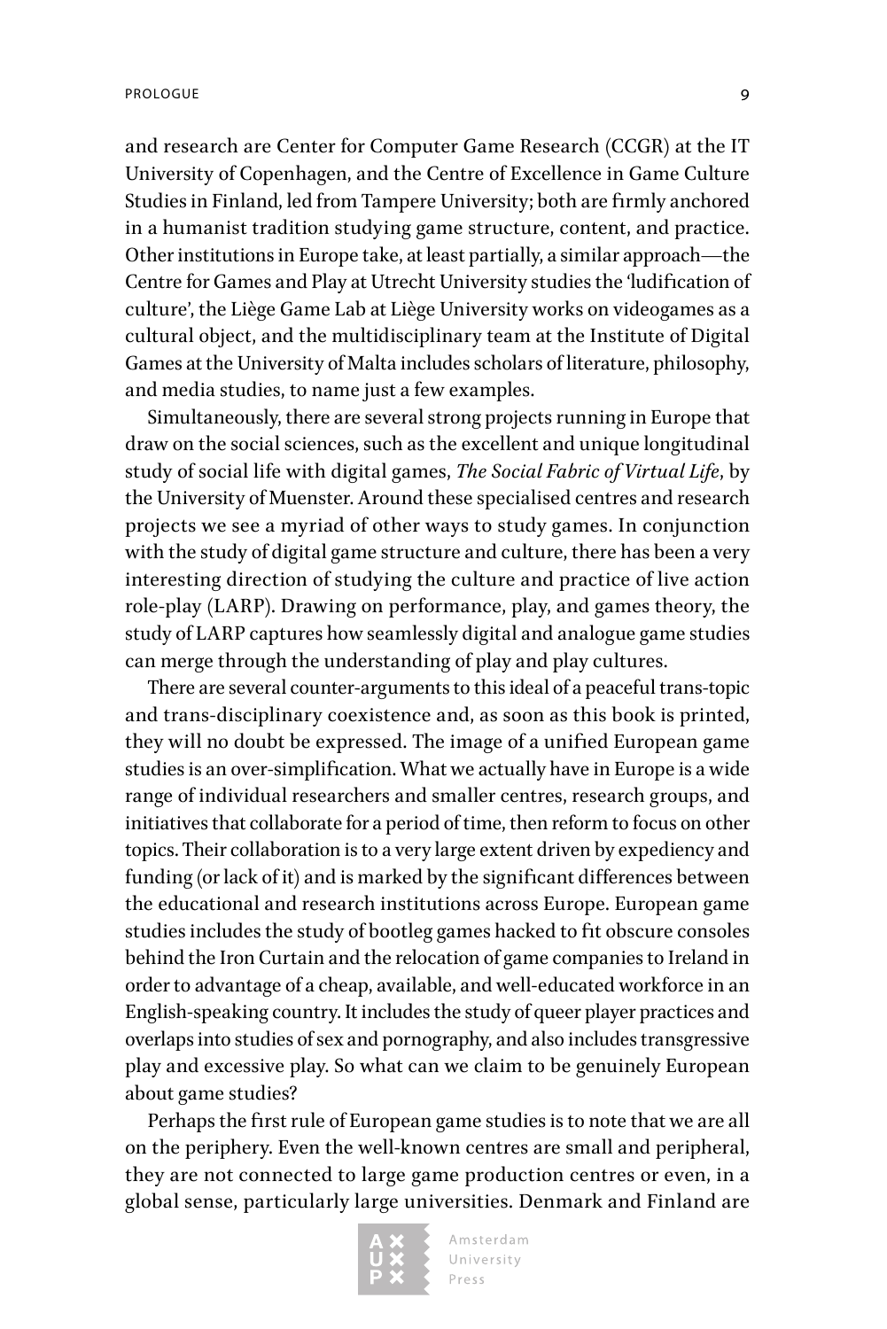and research are Center for Computer Game Research (CCGR) at the IT University of Copenhagen, and the Centre of Excellence in Game Culture Studies in Finland, led from Tampere University; both are firmly anchored in a humanist tradition studying game structure, content, and practice. Other institutions in Europe take, at least partially, a similar approach—the Centre for Games and Play at Utrecht University studies the 'ludification of culture', the Liège Game Lab at Liège University works on videogames as a cultural object, and the multidisciplinary team at the Institute of Digital Games at the University of Malta includes scholars of literature, philosophy, and media studies, to name just a few examples.

Simultaneously, there are several strong projects running in Europe that draw on the social sciences, such as the excellent and unique longitudinal study of social life with digital games, *The Social Fabric of Virtual Life*, by the University of Muenster. Around these specialised centres and research projects we see a myriad of other ways to study games. In conjunction with the study of digital game structure and culture, there has been a very interesting direction of studying the culture and practice of live action role-play (LARP). Drawing on performance, play, and games theory, the study of LARP captures how seamlessly digital and analogue game studies can merge through the understanding of play and play cultures.

There are several counter-arguments to this ideal of a peaceful trans-topic and trans-disciplinary coexistence and, as soon as this book is printed, they will no doubt be expressed. The image of a unified European game studies is an over-simplification. What we actually have in Europe is a wide range of individual researchers and smaller centres, research groups, and initiatives that collaborate for a period of time, then reform to focus on other topics. Their collaboration is to a very large extent driven by expediency and funding (or lack of it) and is marked by the significant differences between the educational and research institutions across Europe. European game studies includes the study of bootleg games hacked to fit obscure consoles behind the Iron Curtain and the relocation of game companies to Ireland in order to advantage of a cheap, available, and well-educated workforce in an English-speaking country. It includes the study of queer player practices and overlaps into studies of sex and pornography, and also includes transgressive play and excessive play. So what can we claim to be genuinely European about game studies?

Perhaps the first rule of European game studies is to note that we are all on the periphery. Even the well-known centres are small and peripheral, they are not connected to large game production centres or even, in a global sense, particularly large universities. Denmark and Finland are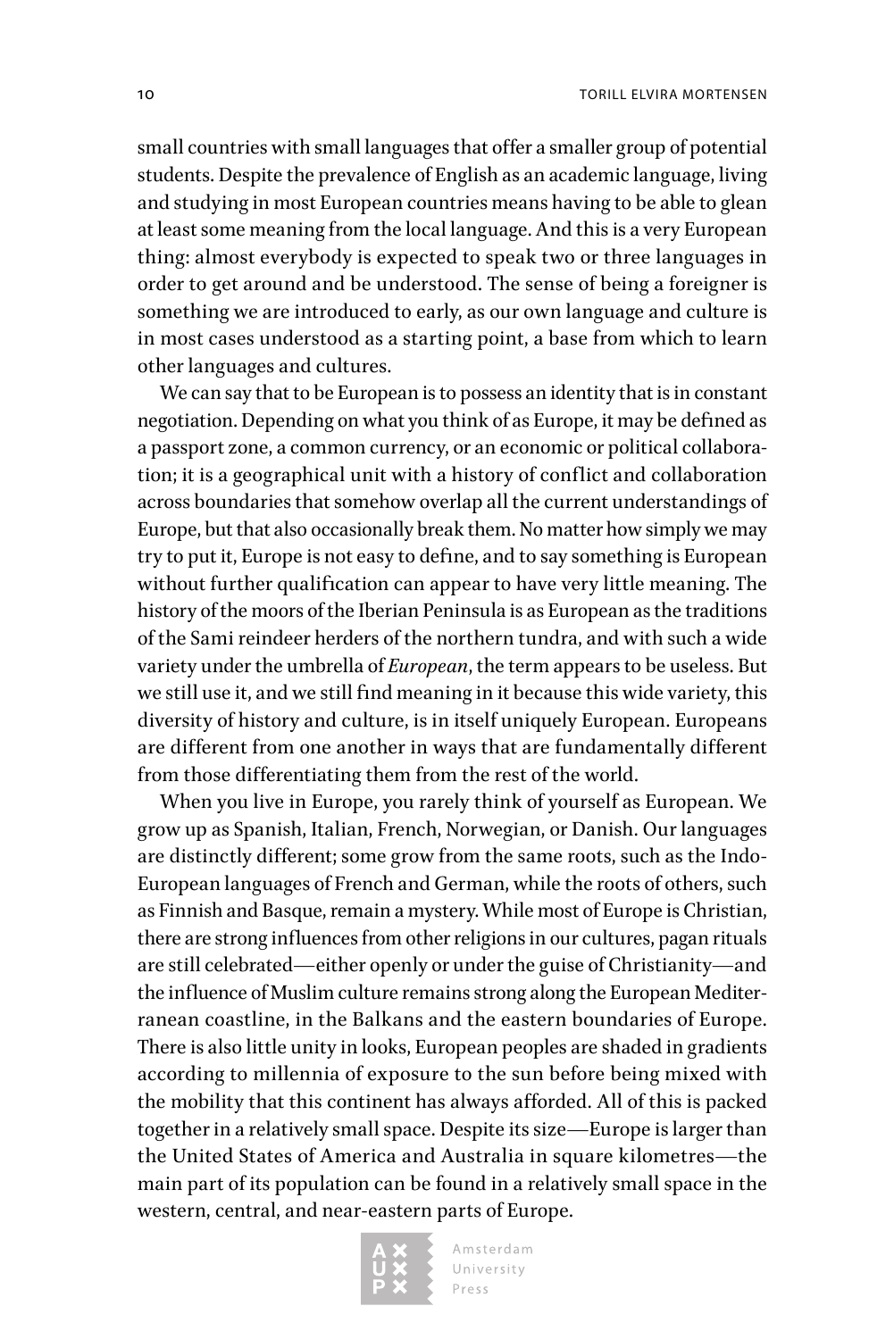small countries with small languages that offer a smaller group of potential students. Despite the prevalence of English as an academic language, living and studying in most European countries means having to be able to glean at least some meaning from the local language. And this is a very European thing: almost everybody is expected to speak two or three languages in order to get around and be understood. The sense of being a foreigner is something we are introduced to early, as our own language and culture is in most cases understood as a starting point, a base from which to learn other languages and cultures.

We can say that to be European is to possess an identity that is in constant negotiation. Depending on what you think of as Europe, it may be defined as a passport zone, a common currency, or an economic or political collaboration; it is a geographical unit with a history of conflict and collaboration across boundaries that somehow overlap all the current understandings of Europe, but that also occasionally break them. No matter how simply we may try to put it, Europe is not easy to define, and to say something is European without further qualification can appear to have very little meaning. The history of the moors of the Iberian Peninsula is as European as the traditions of the Sami reindeer herders of the northern tundra, and with such a wide variety under the umbrella of *European*, the term appears to be useless. But we still use it, and we still find meaning in it because this wide variety, this diversity of history and culture, is in itself uniquely European. Europeans are different from one another in ways that are fundamentally different from those differentiating them from the rest of the world.

When you live in Europe, you rarely think of yourself as European. We grow up as Spanish, Italian, French, Norwegian, or Danish. Our languages are distinctly different; some grow from the same roots, such as the Indo-European languages of French and German, while the roots of others, such as Finnish and Basque, remain a mystery. While most of Europe is Christian, there are strong influences from other religions in our cultures, pagan rituals are still celebrated—either openly or under the guise of Christianity—and the influence of Muslim culture remains strong along the European Mediterranean coastline, in the Balkans and the eastern boundaries of Europe. There is also little unity in looks, European peoples are shaded in gradients according to millennia of exposure to the sun before being mixed with the mobility that this continent has always afforded. All of this is packed together in a relatively small space. Despite its size—Europe is larger than the United States of America and Australia in square kilometres—the main part of its population can be found in a relatively small space in the western, central, and near-eastern parts of Europe.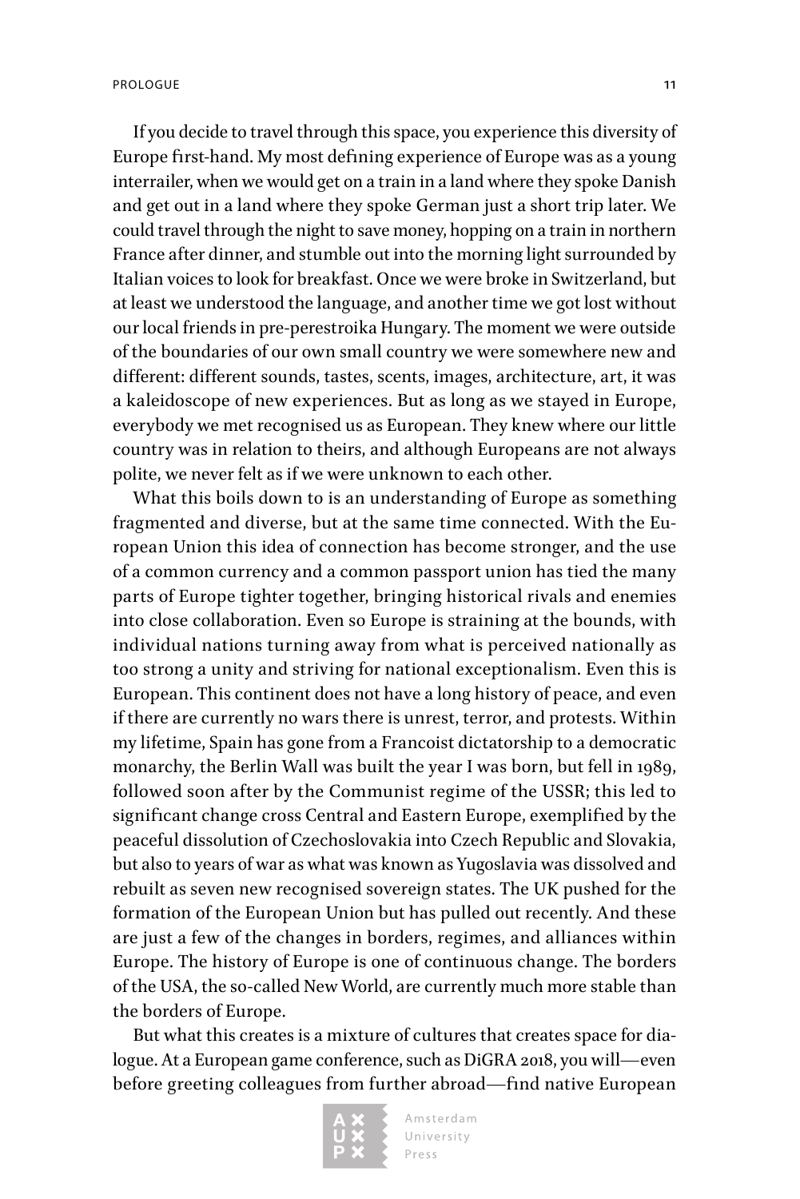If you decide to travel through this space, you experience this diversity of Europe first-hand. My most defining experience of Europe was as a young interrailer, when we would get on a train in a land where they spoke Danish and get out in a land where they spoke German just a short trip later. We could travel through the night to save money, hopping on a train in northern France after dinner, and stumble out into the morning light surrounded by Italian voices to look for breakfast. Once we were broke in Switzerland, but at least we understood the language, and another time we got lost without our local friends in pre-perestroika Hungary. The moment we were outside of the boundaries of our own small country we were somewhere new and different: different sounds, tastes, scents, images, architecture, art, it was a kaleidoscope of new experiences. But as long as we stayed in Europe, everybody we met recognised us as European. They knew where our little country was in relation to theirs, and although Europeans are not always polite, we never felt as if we were unknown to each other.

What this boils down to is an understanding of Europe as something fragmented and diverse, but at the same time connected. With the European Union this idea of connection has become stronger, and the use of a common currency and a common passport union has tied the many parts of Europe tighter together, bringing historical rivals and enemies into close collaboration. Even so Europe is straining at the bounds, with individual nations turning away from what is perceived nationally as too strong a unity and striving for national exceptionalism. Even this is European. This continent does not have a long history of peace, and even if there are currently no wars there is unrest, terror, and protests. Within my lifetime, Spain has gone from a Francoist dictatorship to a democratic monarchy, the Berlin Wall was built the year I was born, but fell in 1989, followed soon after by the Communist regime of the USSR; this led to significant change cross Central and Eastern Europe, exemplified by the peaceful dissolution of Czechoslovakia into Czech Republic and Slovakia, but also to years of war as what was known as Yugoslavia was dissolved and rebuilt as seven new recognised sovereign states. The UK pushed for the formation of the European Union but has pulled out recently. And these are just a few of the changes in borders, regimes, and alliances within Europe. The history of Europe is one of continuous change. The borders of the USA, the so-called New World, are currently much more stable than the borders of Europe.

But what this creates is a mixture of cultures that creates space for dialogue. At a European game conference, such as DiGRA 2018, you will—even before greeting colleagues from further abroad—find native European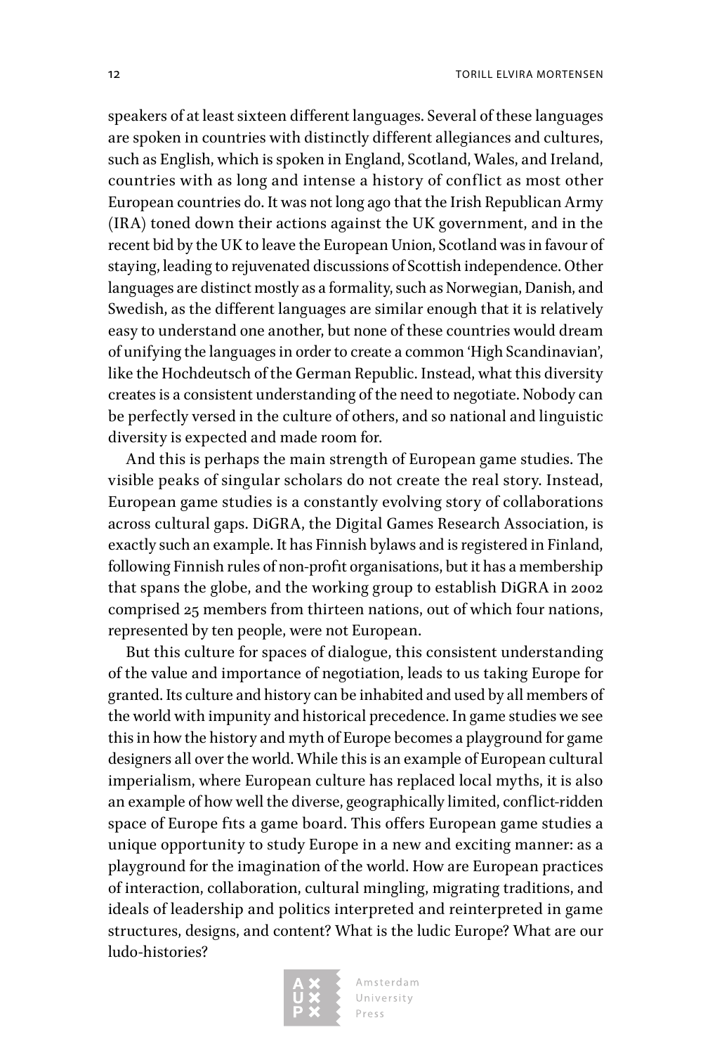speakers of at least sixteen different languages. Several of these languages are spoken in countries with distinctly different allegiances and cultures, such as English, which is spoken in England, Scotland, Wales, and Ireland, countries with as long and intense a history of conflict as most other European countries do. It was not long ago that the Irish Republican Army (IRA) toned down their actions against the UK government, and in the recent bid by the UK to leave the European Union, Scotland was in favour of staying, leading to rejuvenated discussions of Scottish independence. Other languages are distinct mostly as a formality, such as Norwegian, Danish, and Swedish, as the different languages are similar enough that it is relatively easy to understand one another, but none of these countries would dream of unifying the languages in order to create a common 'High Scandinavian', like the Hochdeutsch of the German Republic. Instead, what this diversity creates is a consistent understanding of the need to negotiate. Nobody can be perfectly versed in the culture of others, and so national and linguistic diversity is expected and made room for.

And this is perhaps the main strength of European game studies. The visible peaks of singular scholars do not create the real story. Instead, European game studies is a constantly evolving story of collaborations across cultural gaps. DiGRA, the Digital Games Research Association, is exactly such an example. It has Finnish bylaws and is registered in Finland, following Finnish rules of non-profit organisations, but it has a membership that spans the globe, and the working group to establish DiGRA in 2002 comprised 25 members from thirteen nations, out of which four nations, represented by ten people, were not European.

But this culture for spaces of dialogue, this consistent understanding of the value and importance of negotiation, leads to us taking Europe for granted. Its culture and history can be inhabited and used by all members of the world with impunity and historical precedence. In game studies we see this in how the history and myth of Europe becomes a playground for game designers all over the world. While this is an example of European cultural imperialism, where European culture has replaced local myths, it is also an example of how well the diverse, geographically limited, conflict-ridden space of Europe fits a game board. This offers European game studies a unique opportunity to study Europe in a new and exciting manner: as a playground for the imagination of the world. How are European practices of interaction, collaboration, cultural mingling, migrating traditions, and ideals of leadership and politics interpreted and reinterpreted in game structures, designs, and content? What is the ludic Europe? What are our ludo-histories?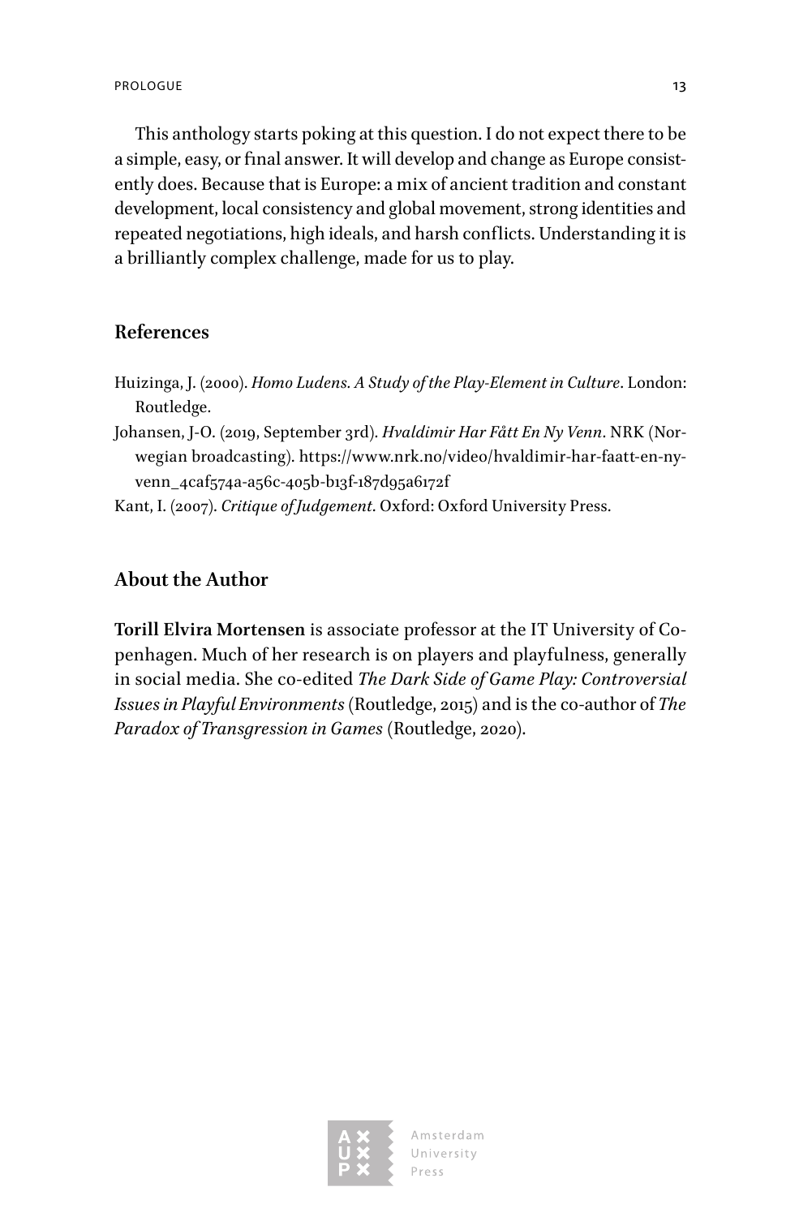This anthology starts poking at this question. I do not expect there to be a simple, easy, or final answer. It will develop and change as Europe consistently does. Because that is Europe: a mix of ancient tradition and constant development, local consistency and global movement, strong identities and repeated negotiations, high ideals, and harsh conflicts. Understanding it is a brilliantly complex challenge, made for us to play.

## References

Huizinga, J. (2000). *Homo Ludens. A Study of the Play-Element in Culture*. London: Routledge.

Johansen, J-O. (2019, September 3rd). *Hvaldimir Har Fått En Ny Venn*. NRK (Norwegian broadcasting). https://www.nrk.no/video/hvaldimir-har-faatt-en-ny-venn_4caf574a-a56c-405b-b13f-187d95a6172f

Kant, I. (2007). *Critique of Judgement*. Oxford: Oxford University Press.

## About the Author

**Torill Elvira Mortensen** is associate professor at the IT University of Copenhagen. Much of her research is on players and playfulness, generally in social media. She co-edited *The Dark Side of Game Play: Controversial Issues in Playful Environments* (Routledge, 2015) and is the co-author of *The Paradox of Transgression in Games* (Routledge, 2020).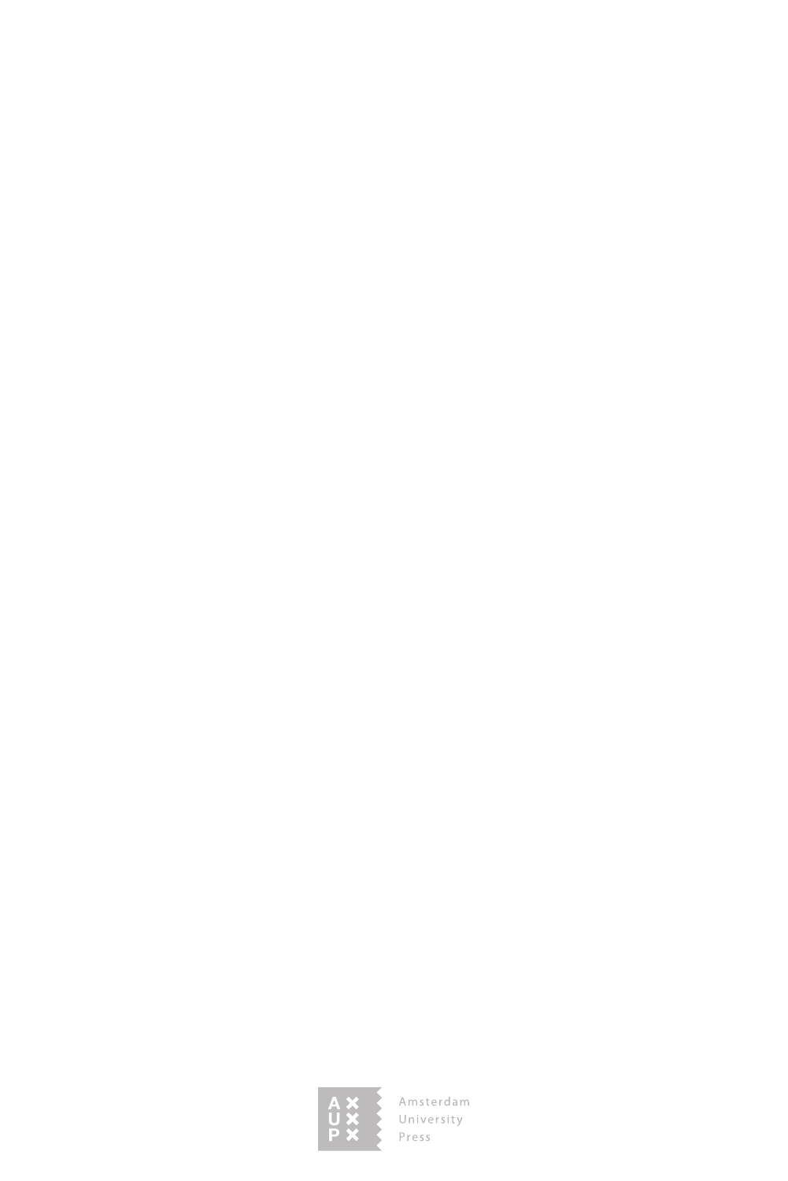Amsterdam University Press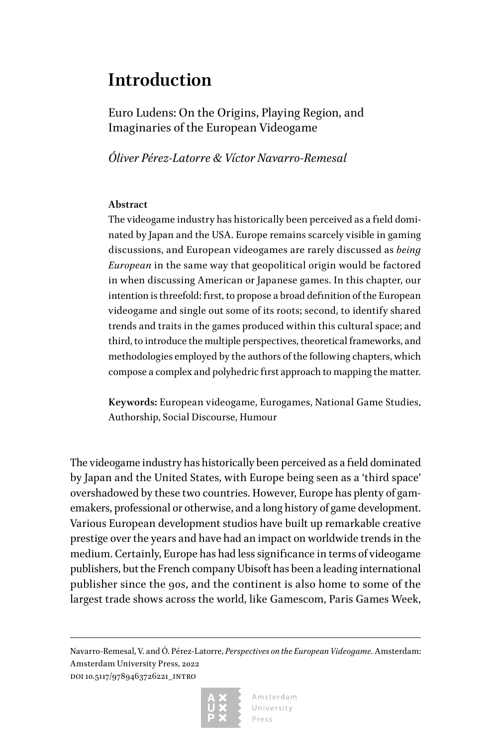# Introduction

Euro Ludens: On the Origins, Playing Region, and Imaginaries of the European Videogame

*Óliver Pérez-Latorre & Víctor Navarro-Remesal*

**Abstract**

The videogame industry has historically been perceived as a field dominated by Japan and the USA. Europe remains scarcely visible in gaming discussions, and European videogames are rarely discussed as *being European* in the same way that geopolitical origin would be factored in when discussing American or Japanese games. In this chapter, our intention is threefold: first, to propose a broad definition of the European videogame and single out some of its roots; second, to identify shared trends and traits in the games produced within this cultural space; and third, to introduce the multiple perspectives, theoretical frameworks, and methodologies employed by the authors of the following chapters, which compose a complex and polyhedric first approach to mapping the matter.

**Keywords:** European videogame, Eurogames, National Game Studies, Authorship, Social Discourse, Humour

The videogame industry has historically been perceived as a field dominated by Japan and the United States, with Europe being seen as a 'third space' overshadowed by these two countries. However, Europe has plenty of gamemakers, professional or otherwise, and a long history of game development. Various European development studios have built up remarkable creative prestige over the years and have had an impact on worldwide trends in the medium. Certainly, Europe has had less significance in terms of videogame publishers, but the French company Ubisoft has been a leading international publisher since the 90s, and the continent is also home to some of the largest trade shows across the world, like Gamescom, Paris Games Week,

---

Navarro-Remesal, V. and Ó. Pérez-Latorre, *Perspectives on the European Videogame.* Amsterdam: Amsterdam University Press, 2022

DOI 10.5117/9789463726221_INTRO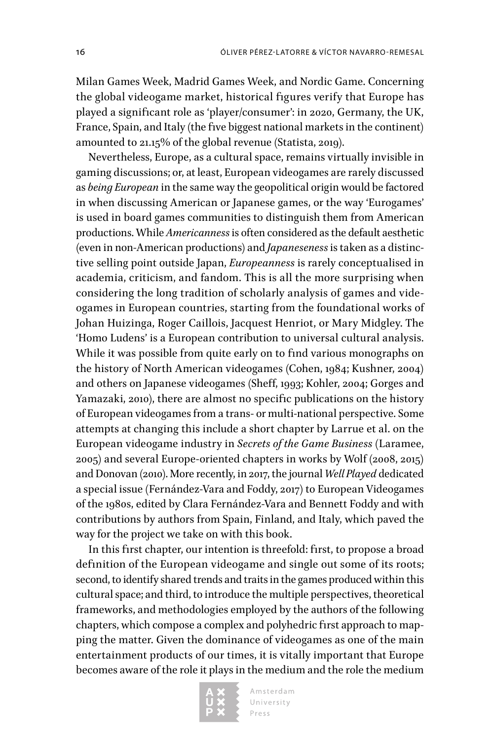Milan Games Week, Madrid Games Week, and Nordic Game. Concerning the global videogame market, historical figures verify that Europe has played a significant role as 'player/consumer': in 2020, Germany, the UK, France, Spain, and Italy (the five biggest national markets in the continent) amounted to 21.15% of the global revenue (Statista, 2019).

Nevertheless, Europe, as a cultural space, remains virtually invisible in gaming discussions; or, at least, European videogames are rarely discussed as *being European* in the same way the geopolitical origin would be factored in when discussing American or Japanese games, or the way 'Eurogames' is used in board games communities to distinguish them from American productions. While *Americanness* is often considered as the default aesthetic (even in non-American productions) and *Japaneseness* is taken as a distinctive selling point outside Japan, *Europeanness* is rarely conceptualised in academia, criticism, and fandom. This is all the more surprising when considering the long tradition of scholarly analysis of games and videogames in European countries, starting from the foundational works of Johan Huizinga, Roger Caillois, Jacquest Henriot, or Mary Midgley. The 'Homo Ludens' is a European contribution to universal cultural analysis. While it was possible from quite early on to find various monographs on the history of North American videogames (Cohen, 1984; Kushner, 2004) and others on Japanese videogames (Sheff, 1993; Kohler, 2004; Gorges and Yamazaki, 2010), there are almost no specific publications on the history of European videogames from a trans- or multi-national perspective. Some attempts at changing this include a short chapter by Larrue et al. on the European videogame industry in *Secrets of the Game Business* (Laramee, 2005) and several Europe-oriented chapters in works by Wolf (2008, 2015) and Donovan (2010). More recently, in 2017, the journal *Well Played* dedicated a special issue (Fernández-Vara and Foddy, 2017) to European Videogames of the 1980s, edited by Clara Fernández-Vara and Bennett Foddy and with contributions by authors from Spain, Finland, and Italy, which paved the way for the project we take on with this book.

In this first chapter, our intention is threefold: first, to propose a broad definition of the European videogame and single out some of its roots; second, to identify shared trends and traits in the games produced within this cultural space; and third, to introduce the multiple perspectives, theoretical frameworks, and methodologies employed by the authors of the following chapters, which compose a complex and polyhedric first approach to mapping the matter. Given the dominance of videogames as one of the main entertainment products of our times, it is vitally important that Europe becomes aware of the role it plays in the medium and the role the medium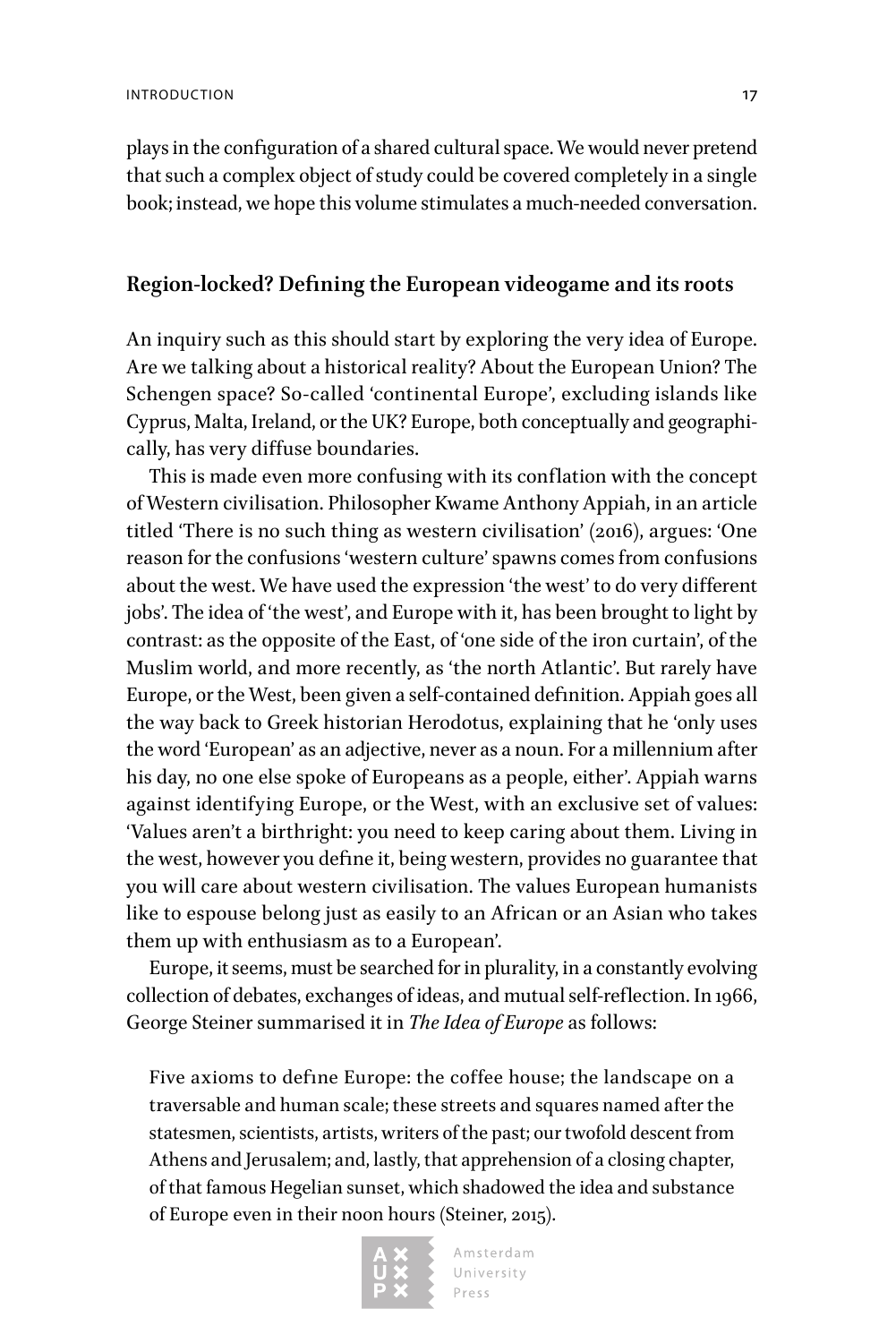plays in the configuration of a shared cultural space. We would never pretend that such a complex object of study could be covered completely in a single book; instead, we hope this volume stimulates a much-needed conversation.

## Region-locked? Defining the European videogame and its roots

An inquiry such as this should start by exploring the very idea of Europe. Are we talking about a historical reality? About the European Union? The Schengen space? So-called 'continental Europe', excluding islands like Cyprus, Malta, Ireland, or the UK? Europe, both conceptually and geographically, has very diffuse boundaries.

This is made even more confusing with its conflation with the concept of Western civilisation. Philosopher Kwame Anthony Appiah, in an article titled 'There is no such thing as western civilisation' (2016), argues: 'One reason for the confusions 'western culture' spawns comes from confusions about the west. We have used the expression 'the west' to do very different jobs'. The idea of 'the west', and Europe with it, has been brought to light by contrast: as the opposite of the East, of 'one side of the iron curtain', of the Muslim world, and more recently, as 'the north Atlantic'. But rarely have Europe, or the West, been given a self-contained definition. Appiah goes all the way back to Greek historian Herodotus, explaining that he 'only uses the word 'European' as an adjective, never as a noun. For a millennium after his day, no one else spoke of Europeans as a people, either'. Appiah warns against identifying Europe, or the West, with an exclusive set of values: 'Values aren't a birthright: you need to keep caring about them. Living in the west, however you define it, being western, provides no guarantee that you will care about western civilisation. The values European humanists like to espouse belong just as easily to an African or an Asian who takes them up with enthusiasm as to a European'.

Europe, it seems, must be searched for in plurality, in a constantly evolving collection of debates, exchanges of ideas, and mutual self-reflection. In 1966, George Steiner summarised it in *The Idea of Europe* as follows:

> Five axioms to define Europe: the coffee house; the landscape on a traversable and human scale; these streets and squares named after the statesmen, scientists, artists, writers of the past; our twofold descent from Athens and Jerusalem; and, lastly, that apprehension of a closing chapter, of that famous Hegelian sunset, which shadowed the idea and substance of Europe even in their noon hours (Steiner, 2015).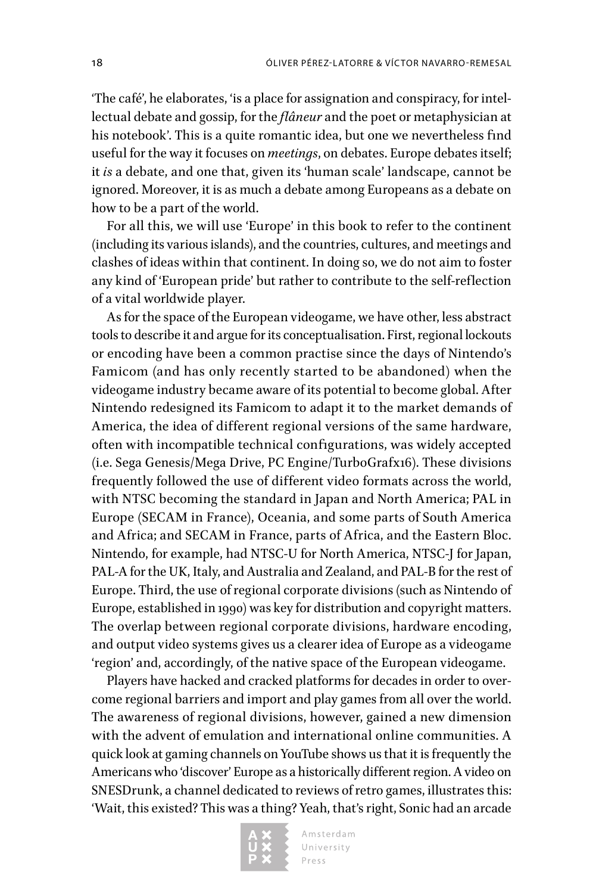'The café', he elaborates, 'is a place for assignation and conspiracy, for intellectual debate and gossip, for the *flâneur* and the poet or metaphysician at his notebook'. This is a quite romantic idea, but one we nevertheless find useful for the way it focuses on *meetings*, on debates. Europe debates itself; it *is* a debate, and one that, given its 'human scale' landscape, cannot be ignored. Moreover, it is as much a debate among Europeans as a debate on how to be a part of the world.

For all this, we will use 'Europe' in this book to refer to the continent (including its various islands), and the countries, cultures, and meetings and clashes of ideas within that continent. In doing so, we do not aim to foster any kind of 'European pride' but rather to contribute to the self-reflection of a vital worldwide player.

As for the space of the European videogame, we have other, less abstract tools to describe it and argue for its conceptualisation. First, regional lockouts or encoding have been a common practise since the days of Nintendo's Famicom (and has only recently started to be abandoned) when the videogame industry became aware of its potential to become global. After Nintendo redesigned its Famicom to adapt it to the market demands of America, the idea of different regional versions of the same hardware, often with incompatible technical configurations, was widely accepted (i.e. Sega Genesis/Mega Drive, PC Engine/TurboGrafx16). These divisions frequently followed the use of different video formats across the world, with NTSC becoming the standard in Japan and North America; PAL in Europe (SECAM in France), Oceania, and some parts of South America and Africa; and SECAM in France, parts of Africa, and the Eastern Bloc. Nintendo, for example, had NTSC-U for North America, NTSC-J for Japan, PAL-A for the UK, Italy, and Australia and Zealand, and PAL-B for the rest of Europe. Third, the use of regional corporate divisions (such as Nintendo of Europe, established in 1990) was key for distribution and copyright matters. The overlap between regional corporate divisions, hardware encoding, and output video systems gives us a clearer idea of Europe as a videogame 'region' and, accordingly, of the native space of the European videogame.

Players have hacked and cracked platforms for decades in order to overcome regional barriers and import and play games from all over the world. The awareness of regional divisions, however, gained a new dimension with the advent of emulation and international online communities. A quick look at gaming channels on YouTube shows us that it is frequently the Americans who 'discover' Europe as a historically different region. A video on SNESDrunk, a channel dedicated to reviews of retro games, illustrates this: 'Wait, this existed? This was a thing? Yeah, that's right, Sonic had an arcade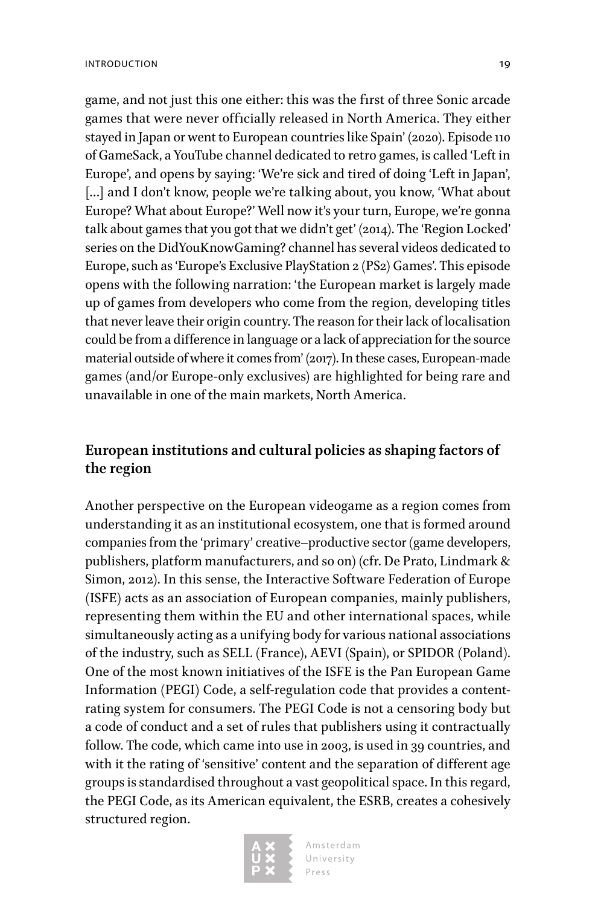game, and not just this one either: this was the first of three Sonic arcade games that were never officially released in North America. They either stayed in Japan or went to European countries like Spain' (2020). Episode 110 of GameSack, a YouTube channel dedicated to retro games, is called 'Left in Europe', and opens by saying: 'We're sick and tired of doing 'Left in Japan', […] and I don't know, people we're talking about, you know, 'What about Europe? What about Europe?' Well now it's your turn, Europe, we're gonna talk about games that you got that we didn't get' (2014). The 'Region Locked' series on the DidYouKnowGaming? channel has several videos dedicated to Europe, such as 'Europe's Exclusive PlayStation 2 (PS2) Games'. This episode opens with the following narration: 'the European market is largely made up of games from developers who come from the region, developing titles that never leave their origin country. The reason for their lack of localisation could be from a difference in language or a lack of appreciation for the source material outside of where it comes from' (2017). In these cases, European-made games (and/or Europe-only exclusives) are highlighted for being rare and unavailable in one of the main markets, North America.

## European institutions and cultural policies as shaping factors of the region

Another perspective on the European videogame as a region comes from understanding it as an institutional ecosystem, one that is formed around companies from the 'primary' creative–productive sector (game developers, publishers, platform manufacturers, and so on) (cfr. De Prato, Lindmark & Simon, 2012). In this sense, the Interactive Software Federation of Europe (ISFE) acts as an association of European companies, mainly publishers, representing them within the EU and other international spaces, while simultaneously acting as a unifying body for various national associations of the industry, such as SELL (France), AEVI (Spain), or SPIDOR (Poland). One of the most known initiatives of the ISFE is the Pan European Game Information (PEGI) Code, a self-regulation code that provides a content-rating system for consumers. The PEGI Code is not a censoring body but a code of conduct and a set of rules that publishers using it contractually follow. The code, which came into use in 2003, is used in 39 countries, and with it the rating of 'sensitive' content and the separation of different age groups is standardised throughout a vast geopolitical space. In this regard, the PEGI Code, as its American equivalent, the ESRB, creates a cohesively structured region.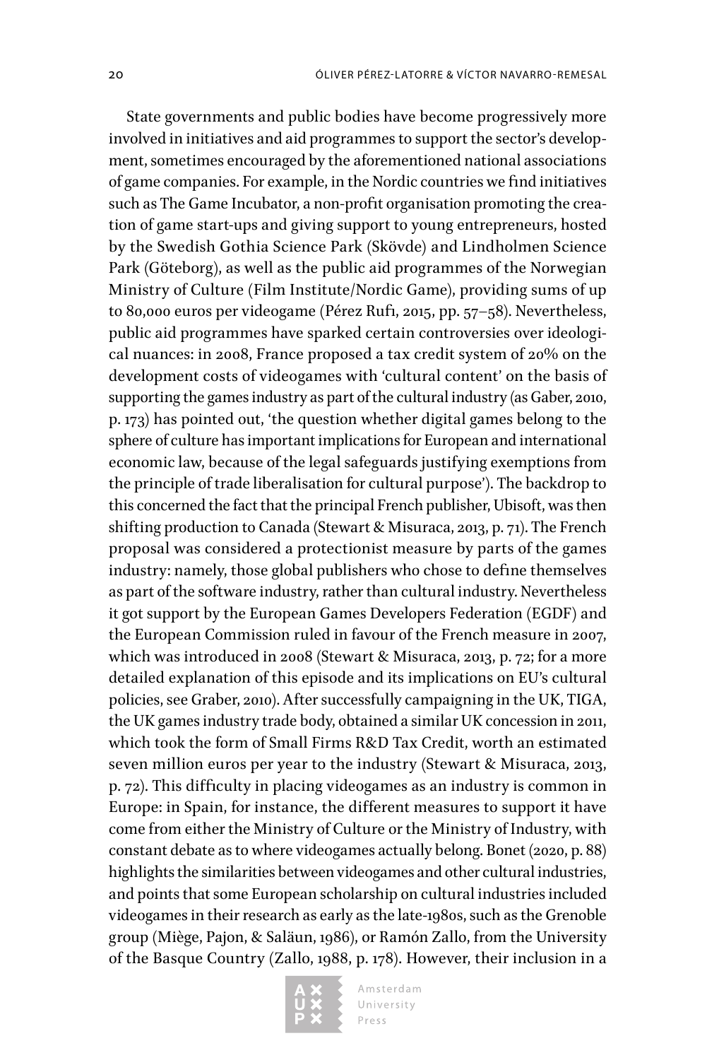State governments and public bodies have become progressively more involved in initiatives and aid programmes to support the sector's development, sometimes encouraged by the aforementioned national associations of game companies. For example, in the Nordic countries we find initiatives such as The Game Incubator, a non-profit organisation promoting the creation of game start-ups and giving support to young entrepreneurs, hosted by the Swedish Gothia Science Park (Skövde) and Lindholmen Science Park (Göteborg), as well as the public aid programmes of the Norwegian Ministry of Culture (Film Institute/Nordic Game), providing sums of up to 80,000 euros per videogame (Pérez Rufí, 2015, pp. 57–58). Nevertheless, public aid programmes have sparked certain controversies over ideological nuances: in 2008, France proposed a tax credit system of 20% on the development costs of videogames with 'cultural content' on the basis of supporting the games industry as part of the cultural industry (as Gaber, 2010, p. 173) has pointed out, 'the question whether digital games belong to the sphere of culture has important implications for European and international economic law, because of the legal safeguards justifying exemptions from the principle of trade liberalisation for cultural purpose'). The backdrop to this concerned the fact that the principal French publisher, Ubisoft, was then shifting production to Canada (Stewart & Misuraca, 2013, p. 71). The French proposal was considered a protectionist measure by parts of the games industry: namely, those global publishers who chose to define themselves as part of the software industry, rather than cultural industry. Nevertheless it got support by the European Games Developers Federation (EGDF) and the European Commission ruled in favour of the French measure in 2007, which was introduced in 2008 (Stewart & Misuraca, 2013, p. 72; for a more detailed explanation of this episode and its implications on EU's cultural policies, see Graber, 2010). After successfully campaigning in the UK, TIGA, the UK games industry trade body, obtained a similar UK concession in 2011, which took the form of Small Firms R&D Tax Credit, worth an estimated seven million euros per year to the industry (Stewart & Misuraca, 2013, p. 72). This difficulty in placing videogames as an industry is common in Europe: in Spain, for instance, the different measures to support it have come from either the Ministry of Culture or the Ministry of Industry, with constant debate as to where videogames actually belong. Bonet (2020, p. 88) highlights the similarities between videogames and other cultural industries, and points that some European scholarship on cultural industries included videogames in their research as early as the late-1980s, such as the Grenoble group (Miège, Pajon, & Saläun, 1986), or Ramón Zallo, from the University of the Basque Country (Zallo, 1988, p. 178). However, their inclusion in a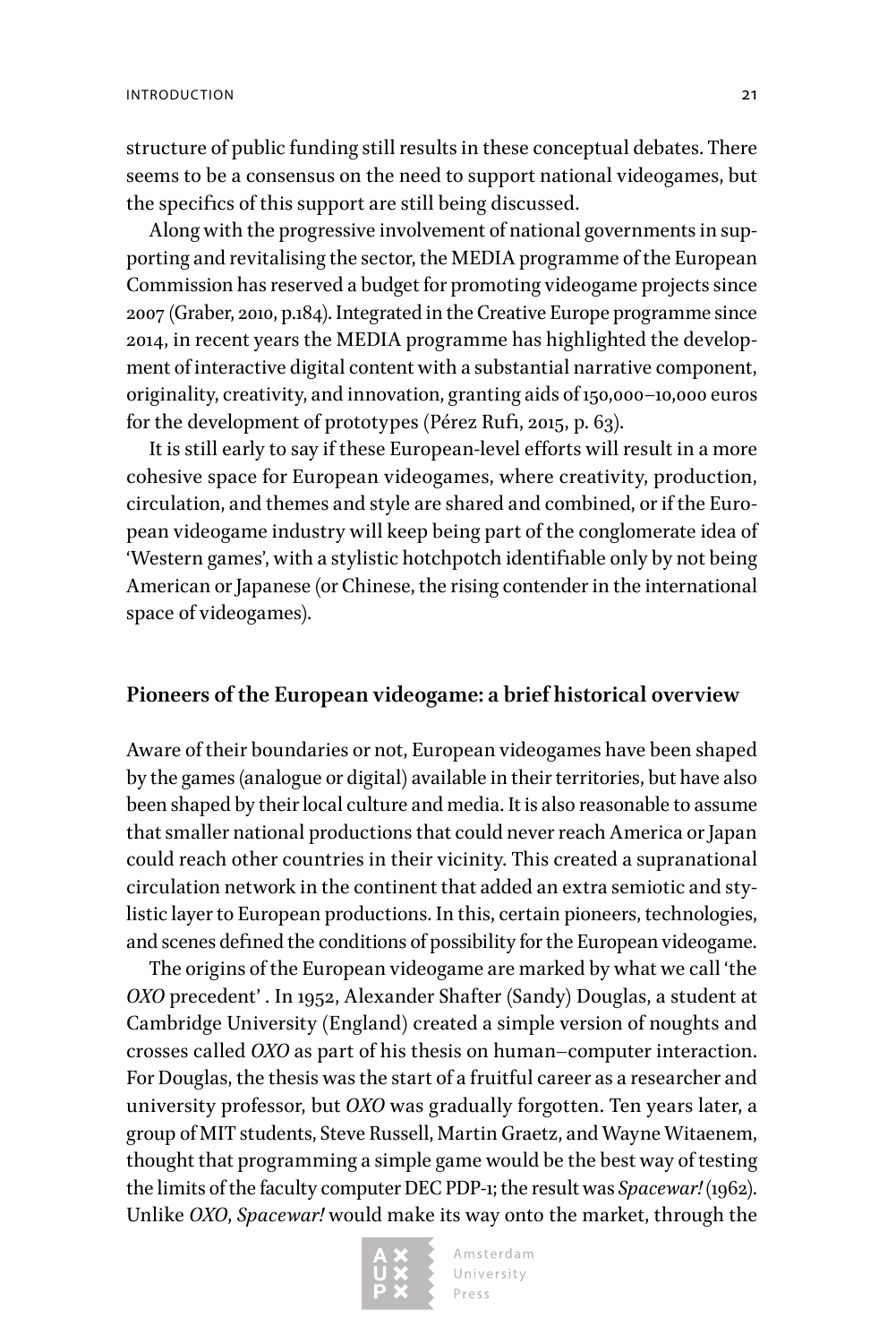structure of public funding still results in these conceptual debates. There seems to be a consensus on the need to support national videogames, but the specifics of this support are still being discussed.

Along with the progressive involvement of national governments in supporting and revitalising the sector, the MEDIA programme of the European Commission has reserved a budget for promoting videogame projects since 2007 (Graber, 2010, p.184). Integrated in the Creative Europe programme since 2014, in recent years the MEDIA programme has highlighted the development of interactive digital content with a substantial narrative component, originality, creativity, and innovation, granting aids of 150,000–10,000 euros for the development of prototypes (Pérez Rufí, 2015, p. 63).

It is still early to say if these European-level efforts will result in a more cohesive space for European videogames, where creativity, production, circulation, and themes and style are shared and combined, or if the European videogame industry will keep being part of the conglomerate idea of 'Western games', with a stylistic hotchpotch identifiable only by not being American or Japanese (or Chinese, the rising contender in the international space of videogames).

## Pioneers of the European videogame: a brief historical overview

Aware of their boundaries or not, European videogames have been shaped by the games (analogue or digital) available in their territories, but have also been shaped by their local culture and media. It is also reasonable to assume that smaller national productions that could never reach America or Japan could reach other countries in their vicinity. This created a supranational circulation network in the continent that added an extra semiotic and stylistic layer to European productions. In this, certain pioneers, technologies, and scenes defined the conditions of possibility for the European videogame.

The origins of the European videogame are marked by what we call 'the *OXO* precedent' . In 1952, Alexander Shafter (Sandy) Douglas, a student at Cambridge University (England) created a simple version of noughts and crosses called *OXO* as part of his thesis on human–computer interaction. For Douglas, the thesis was the start of a fruitful career as a researcher and university professor, but *OXO* was gradually forgotten. Ten years later, a group of MIT students, Steve Russell, Martin Graetz, and Wayne Witaenem, thought that programming a simple game would be the best way of testing the limits of the faculty computer DEC PDP-1; the result was *Spacewar!* (1962). Unlike *OXO*, *Spacewar!* would make its way onto the market, through the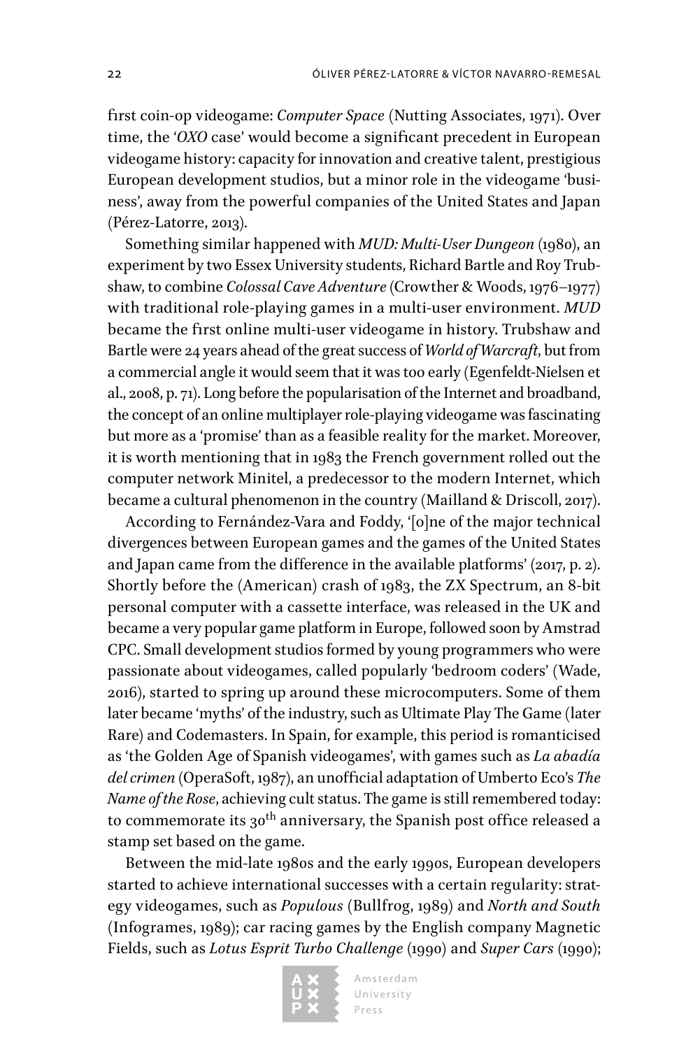first coin-op videogame: *Computer Space* (Nutting Associates, 1971). Over time, the '*OXO* case' would become a significant precedent in European videogame history: capacity for innovation and creative talent, prestigious European development studios, but a minor role in the videogame 'business', away from the powerful companies of the United States and Japan (Pérez-Latorre, 2013).

Something similar happened with *MUD: Multi-User Dungeon* (1980), an experiment by two Essex University students, Richard Bartle and Roy Trubshaw, to combine *Colossal Cave Adventure* (Crowther & Woods, 1976–1977) with traditional role-playing games in a multi-user environment. *MUD* became the first online multi-user videogame in history. Trubshaw and Bartle were 24 years ahead of the great success of *World of Warcraft*, but from a commercial angle it would seem that it was too early (Egenfeldt-Nielsen et al., 2008, p. 71). Long before the popularisation of the Internet and broadband, the concept of an online multiplayer role-playing videogame was fascinating but more as a 'promise' than as a feasible reality for the market. Moreover, it is worth mentioning that in 1983 the French government rolled out the computer network Minitel, a predecessor to the modern Internet, which became a cultural phenomenon in the country (Mailland & Driscoll, 2017).

According to Fernández-Vara and Foddy, '[o]ne of the major technical divergences between European games and the games of the United States and Japan came from the difference in the available platforms' (2017, p. 2). Shortly before the (American) crash of 1983, the ZX Spectrum, an 8-bit personal computer with a cassette interface, was released in the UK and became a very popular game platform in Europe, followed soon by Amstrad CPC. Small development studios formed by young programmers who were passionate about videogames, called popularly 'bedroom coders' (Wade, 2016), started to spring up around these microcomputers. Some of them later became 'myths' of the industry, such as Ultimate Play The Game (later Rare) and Codemasters. In Spain, for example, this period is romanticised as 'the Golden Age of Spanish videogames', with games such as *La abadía del crimen* (OperaSoft, 1987), an unofficial adaptation of Umberto Eco's *The Name of the Rose*, achieving cult status. The game is still remembered today: to commemorate its 30th anniversary, the Spanish post office released a stamp set based on the game.

Between the mid-late 1980s and the early 1990s, European developers started to achieve international successes with a certain regularity: strategy videogames, such as *Populous* (Bullfrog, 1989) and *North and South* (Infogrames, 1989); car racing games by the English company Magnetic Fields, such as *Lotus Esprit Turbo Challenge* (1990) and *Super Cars* (1990);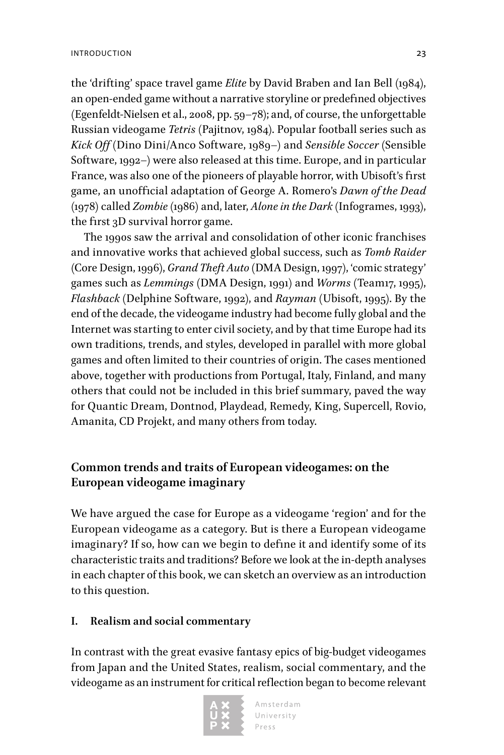the 'drifting' space travel game *Elite* by David Braben and Ian Bell (1984), an open-ended game without a narrative storyline or predefined objectives (Egenfeldt-Nielsen et al., 2008, pp. 59–78); and, of course, the unforgettable Russian videogame *Tetris* (Pajitnov, 1984). Popular football series such as *Kick Off* (Dino Dini/Anco Software, 1989–) and *Sensible Soccer* (Sensible Software, 1992–) were also released at this time. Europe, and in particular France, was also one of the pioneers of playable horror, with Ubisoft's first game, an unofficial adaptation of George A. Romero's *Dawn of the Dead* (1978) called *Zombie* (1986) and, later, *Alone in the Dark* (Infogrames, 1993), the first 3D survival horror game.

The 1990s saw the arrival and consolidation of other iconic franchises and innovative works that achieved global success, such as *Tomb Raider* (Core Design, 1996), *Grand Theft Auto* (DMA Design, 1997), 'comic strategy' games such as *Lemmings* (DMA Design, 1991) and *Worms* (Team17, 1995), *Flashback* (Delphine Software, 1992), and *Rayman* (Ubisoft, 1995). By the end of the decade, the videogame industry had become fully global and the Internet was starting to enter civil society, and by that time Europe had its own traditions, trends, and styles, developed in parallel with more global games and often limited to their countries of origin. The cases mentioned above, together with productions from Portugal, Italy, Finland, and many others that could not be included in this brief summary, paved the way for Quantic Dream, Dontnod, Playdead, Remedy, King, Supercell, Rovio, Amanita, CD Projekt, and many others from today.

## Common trends and traits of European videogames: on the European videogame imaginary

We have argued the case for Europe as a videogame 'region' and for the European videogame as a category. But is there a European videogame imaginary? If so, how can we begin to define it and identify some of its characteristic traits and traditions? Before we look at the in-depth analyses in each chapter of this book, we can sketch an overview as an introduction to this question.

### I. Realism and social commentary

In contrast with the great evasive fantasy epics of big-budget videogames from Japan and the United States, realism, social commentary, and the videogame as an instrument for critical reflection began to become relevant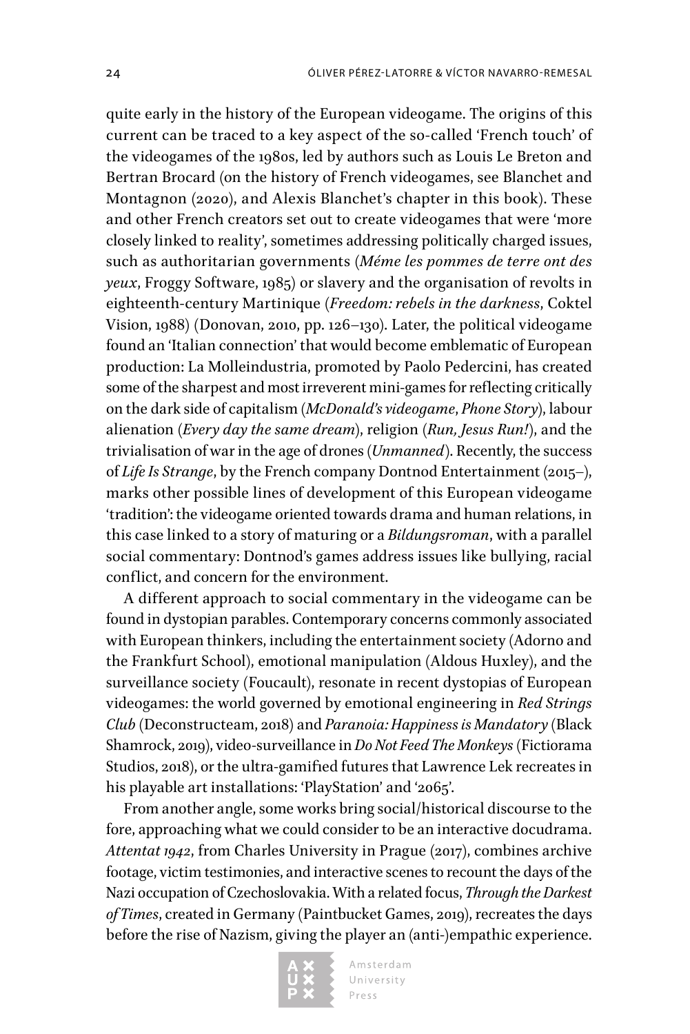quite early in the history of the European videogame. The origins of this current can be traced to a key aspect of the so-called 'French touch' of the videogames of the 1980s, led by authors such as Louis Le Breton and Bertran Brocard (on the history of French videogames, see Blanchet and Montagnon (2020), and Alexis Blanchet's chapter in this book). These and other French creators set out to create videogames that were 'more closely linked to reality', sometimes addressing politically charged issues, such as authoritarian governments (*Méme les pommes de terre ont des yeux*, Froggy Software, 1985) or slavery and the organisation of revolts in eighteenth-century Martinique (*Freedom: rebels in the darkness*, Coktel Vision, 1988) (Donovan, 2010, pp. 126–130). Later, the political videogame found an 'Italian connection' that would become emblematic of European production: La Molleindustria, promoted by Paolo Pedercini, has created some of the sharpest and most irreverent mini-games for reflecting critically on the dark side of capitalism (*McDonald's videogame*, *Phone Story*), labour alienation (*Every day the same dream*), religion (*Run, Jesus Run!*), and the trivialisation of war in the age of drones (*Unmanned*). Recently, the success of *Life Is Strange*, by the French company Dontnod Entertainment (2015–), marks other possible lines of development of this European videogame 'tradition': the videogame oriented towards drama and human relations, in this case linked to a story of maturing or a *Bildungsroman*, with a parallel social commentary: Dontnod's games address issues like bullying, racial conflict, and concern for the environment.

A different approach to social commentary in the videogame can be found in dystopian parables. Contemporary concerns commonly associated with European thinkers, including the entertainment society (Adorno and the Frankfurt School), emotional manipulation (Aldous Huxley), and the surveillance society (Foucault), resonate in recent dystopias of European videogames: the world governed by emotional engineering in *Red Strings Club* (Deconstructeam, 2018) and *Paranoia: Happiness is Mandatory* (Black Shamrock, 2019), video-surveillance in *Do Not Feed The Monkeys* (Fictiorama Studios, 2018), or the ultra-gamified futures that Lawrence Lek recreates in his playable art installations: 'PlayStation' and '2065'.

From another angle, some works bring social/historical discourse to the fore, approaching what we could consider to be an interactive docudrama. *Attentat 1942*, from Charles University in Prague (2017), combines archive footage, victim testimonies, and interactive scenes to recount the days of the Nazi occupation of Czechoslovakia. With a related focus, *Through the Darkest of Times*, created in Germany (Paintbucket Games, 2019), recreates the days before the rise of Nazism, giving the player an (anti-)empathic experience.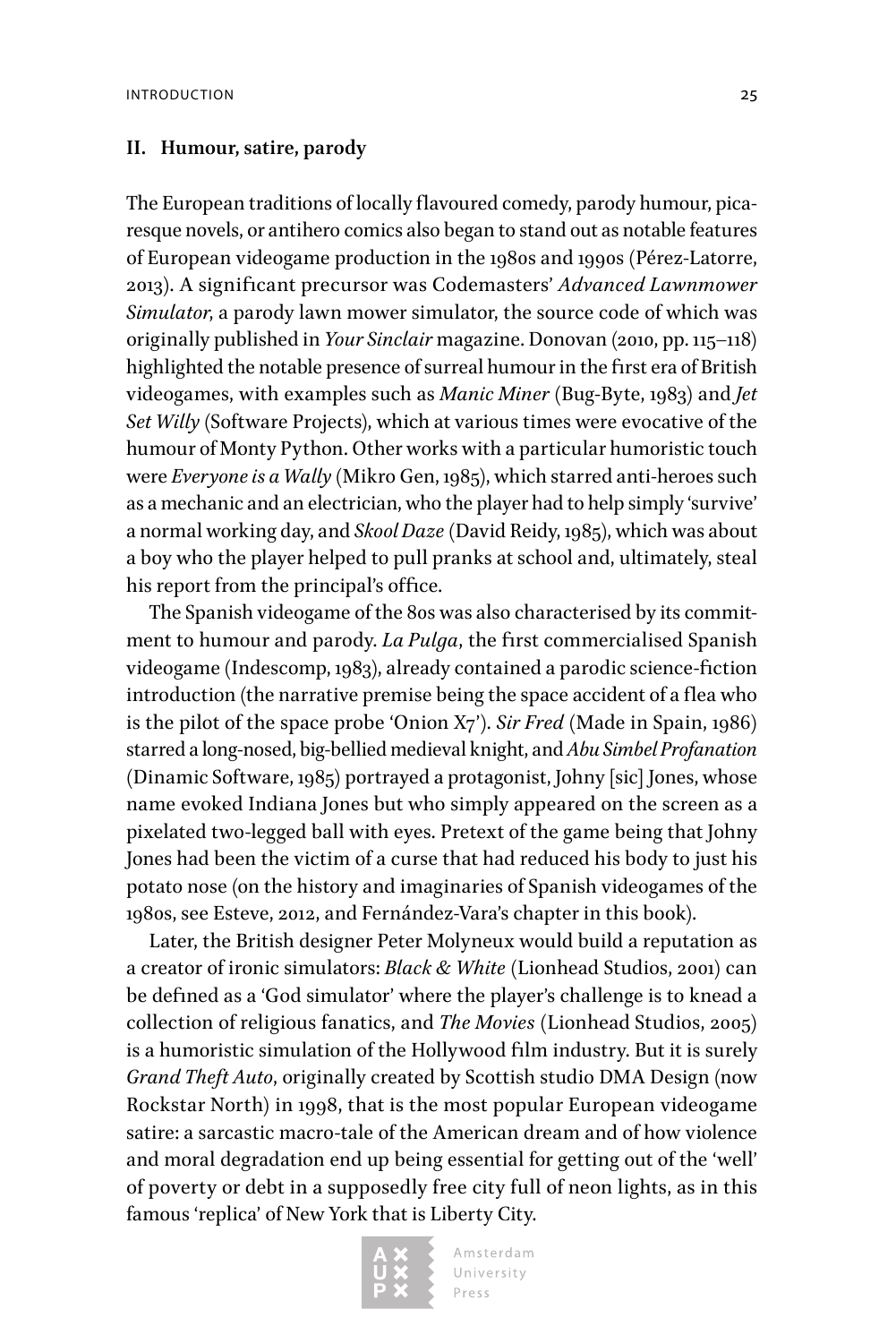## II. Humour, satire, parody

The European traditions of locally flavoured comedy, parody humour, picaresque novels, or antihero comics also began to stand out as notable features of European videogame production in the 1980s and 1990s (Pérez-Latorre, 2013). A significant precursor was Codemasters' *Advanced Lawnmower Simulator*, a parody lawn mower simulator, the source code of which was originally published in *Your Sinclair* magazine. Donovan (2010, pp. 115–118) highlighted the notable presence of surreal humour in the first era of British videogames, with examples such as *Manic Miner* (Bug-Byte, 1983) and *Jet Set Willy* (Software Projects), which at various times were evocative of the humour of Monty Python. Other works with a particular humoristic touch were *Everyone is a Wally* (Mikro Gen, 1985), which starred anti-heroes such as a mechanic and an electrician, who the player had to help simply 'survive' a normal working day, and *Skool Daze* (David Reidy, 1985), which was about a boy who the player helped to pull pranks at school and, ultimately, steal his report from the principal's office.

The Spanish videogame of the 80s was also characterised by its commitment to humour and parody. *La Pulga*, the first commercialised Spanish videogame (Indescomp, 1983), already contained a parodic science-fiction introduction (the narrative premise being the space accident of a flea who is the pilot of the space probe 'Onion X7'). *Sir Fred* (Made in Spain, 1986) starred a long-nosed, big-bellied medieval knight, and *Abu Simbel Profanation* (Dinamic Software, 1985) portrayed a protagonist, Johny [sic] Jones, whose name evoked Indiana Jones but who simply appeared on the screen as a pixelated two-legged ball with eyes. Pretext of the game being that Johny Jones had been the victim of a curse that had reduced his body to just his potato nose (on the history and imaginaries of Spanish videogames of the 1980s, see Esteve, 2012, and Fernández-Vara's chapter in this book).

Later, the British designer Peter Molyneux would build a reputation as a creator of ironic simulators: *Black & White* (Lionhead Studios, 2001) can be defined as a 'God simulator' where the player's challenge is to knead a collection of religious fanatics, and *The Movies* (Lionhead Studios, 2005) is a humoristic simulation of the Hollywood film industry. But it is surely *Grand Theft Auto*, originally created by Scottish studio DMA Design (now Rockstar North) in 1998, that is the most popular European videogame satire: a sarcastic macro-tale of the American dream and of how violence and moral degradation end up being essential for getting out of the 'well' of poverty or debt in a supposedly free city full of neon lights, as in this famous 'replica' of New York that is Liberty City.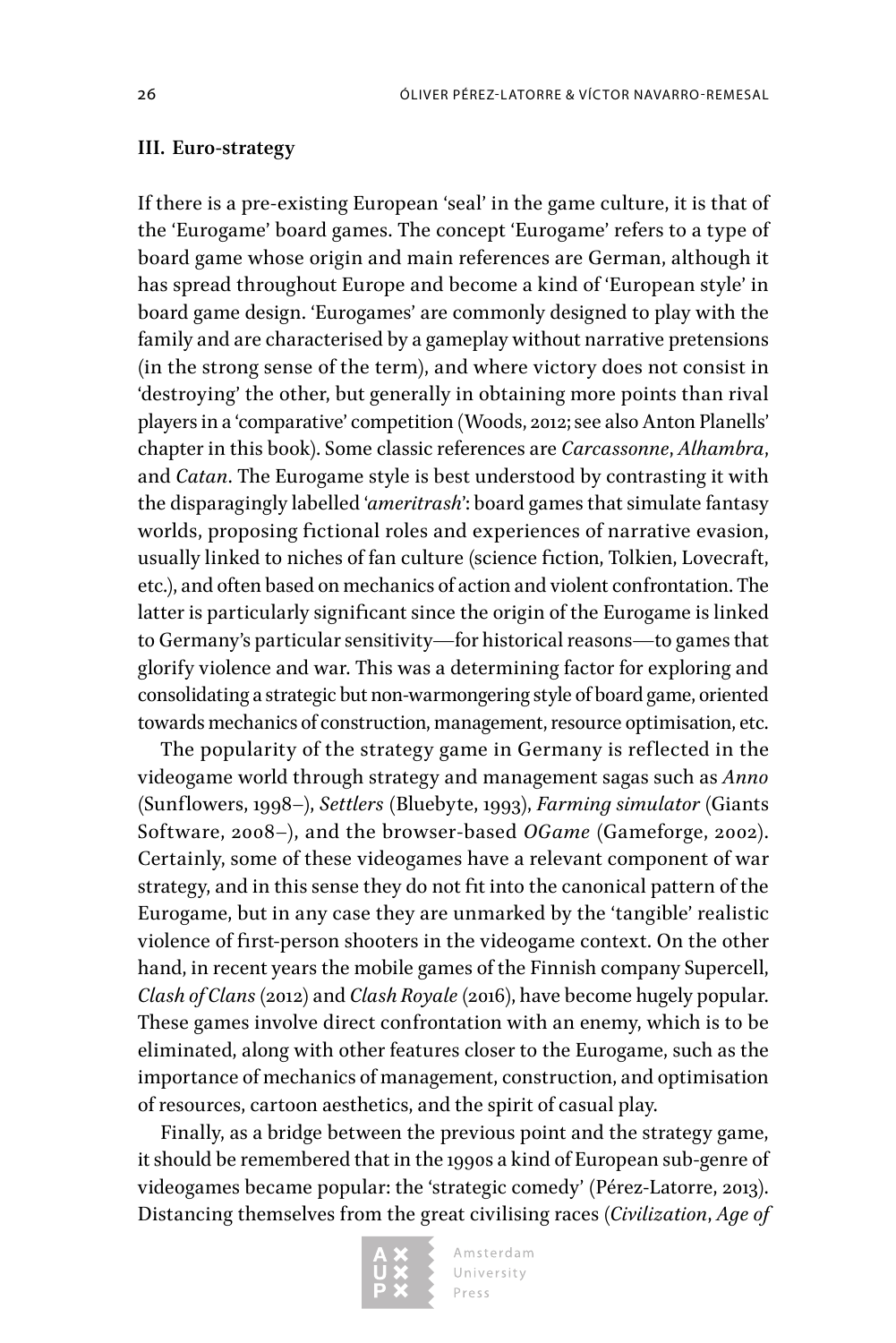### III. Euro-strategy

If there is a pre-existing European 'seal' in the game culture, it is that of the 'Eurogame' board games. The concept 'Eurogame' refers to a type of board game whose origin and main references are German, although it has spread throughout Europe and become a kind of 'European style' in board game design. 'Eurogames' are commonly designed to play with the family and are characterised by a gameplay without narrative pretensions (in the strong sense of the term), and where victory does not consist in 'destroying' the other, but generally in obtaining more points than rival players in a 'comparative' competition (Woods, 2012; see also Anton Planells' chapter in this book). Some classic references are *Carcassonne*, *Alhambra*, and *Catan*. The Eurogame style is best understood by contrasting it with the disparagingly labelled '*ameritrash*': board games that simulate fantasy worlds, proposing fictional roles and experiences of narrative evasion, usually linked to niches of fan culture (science fiction, Tolkien, Lovecraft, etc.), and often based on mechanics of action and violent confrontation. The latter is particularly significant since the origin of the Eurogame is linked to Germany's particular sensitivity—for historical reasons—to games that glorify violence and war. This was a determining factor for exploring and consolidating a strategic but non-warmongering style of board game, oriented towards mechanics of construction, management, resource optimisation, etc.

The popularity of the strategy game in Germany is reflected in the videogame world through strategy and management sagas such as *Anno* (Sunflowers, 1998–), *Settlers* (Bluebyte, 1993), *Farming simulator* (Giants Software, 2008–), and the browser-based *OGame* (Gameforge, 2002). Certainly, some of these videogames have a relevant component of war strategy, and in this sense they do not fit into the canonical pattern of the Eurogame, but in any case they are unmarked by the 'tangible' realistic violence of first-person shooters in the videogame context. On the other hand, in recent years the mobile games of the Finnish company Supercell, *Clash of Clans* (2012) and *Clash Royale* (2016), have become hugely popular. These games involve direct confrontation with an enemy, which is to be eliminated, along with other features closer to the Eurogame, such as the importance of mechanics of management, construction, and optimisation of resources, cartoon aesthetics, and the spirit of casual play.

Finally, as a bridge between the previous point and the strategy game, it should be remembered that in the 1990s a kind of European sub-genre of videogames became popular: the 'strategic comedy' (Pérez-Latorre, 2013). Distancing themselves from the great civilising races (*Civilization*, *Age of*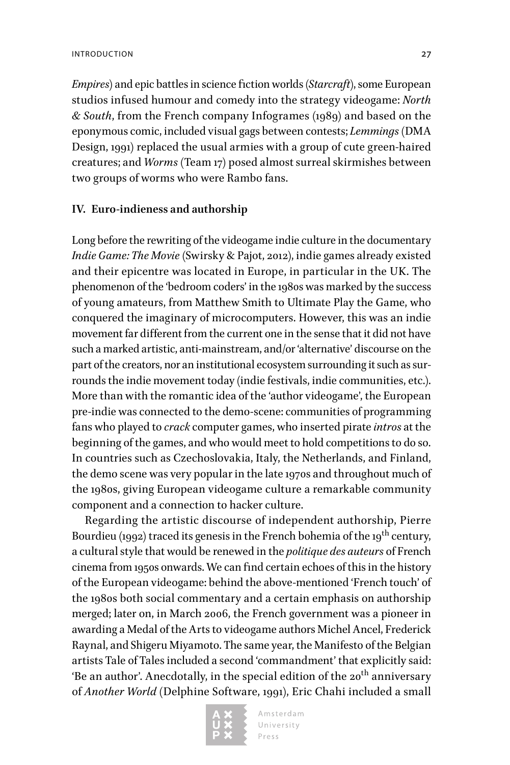*Empires*) and epic battles in science fiction worlds (*Starcraft*), some European studios infused humour and comedy into the strategy videogame: *North & South*, from the French company Infogrames (1989) and based on the eponymous comic, included visual gags between contests; *Lemmings* (DMA Design, 1991) replaced the usual armies with a group of cute green-haired creatures; and *Worms* (Team 17) posed almost surreal skirmishes between two groups of worms who were Rambo fans.

### IV. Euro-indieness and authorship

Long before the rewriting of the videogame indie culture in the documentary *Indie Game: The Movie* (Swirsky & Pajot, 2012), indie games already existed and their epicentre was located in Europe, in particular in the UK. The phenomenon of the 'bedroom coders' in the 1980s was marked by the success of young amateurs, from Matthew Smith to Ultimate Play the Game, who conquered the imaginary of microcomputers. However, this was an indie movement far different from the current one in the sense that it did not have such a marked artistic, anti-mainstream, and/or 'alternative' discourse on the part of the creators, nor an institutional ecosystem surrounding it such as surrounds the indie movement today (indie festivals, indie communities, etc.). More than with the romantic idea of the 'author videogame', the European pre-indie was connected to the demo-scene: communities of programming fans who played to *crack* computer games, who inserted pirate *intros* at the beginning of the games, and who would meet to hold competitions to do so. In countries such as Czechoslovakia, Italy, the Netherlands, and Finland, the demo scene was very popular in the late 1970s and throughout much of the 1980s, giving European videogame culture a remarkable community component and a connection to hacker culture.

Regarding the artistic discourse of independent authorship, Pierre Bourdieu (1992) traced its genesis in the French bohemia of the 19th century, a cultural style that would be renewed in the *politique des auteurs* of French cinema from 1950s onwards. We can find certain echoes of this in the history of the European videogame: behind the above-mentioned 'French touch' of the 1980s both social commentary and a certain emphasis on authorship merged; later on, in March 2006, the French government was a pioneer in awarding a Medal of the Arts to videogame authors Michel Ancel, Frederick Raynal, and Shigeru Miyamoto. The same year, the Manifesto of the Belgian artists Tale of Tales included a second 'commandment' that explicitly said: 'Be an author'. Anecdotally, in the special edition of the 20th anniversary of *Another World* (Delphine Software, 1991), Eric Chahi included a small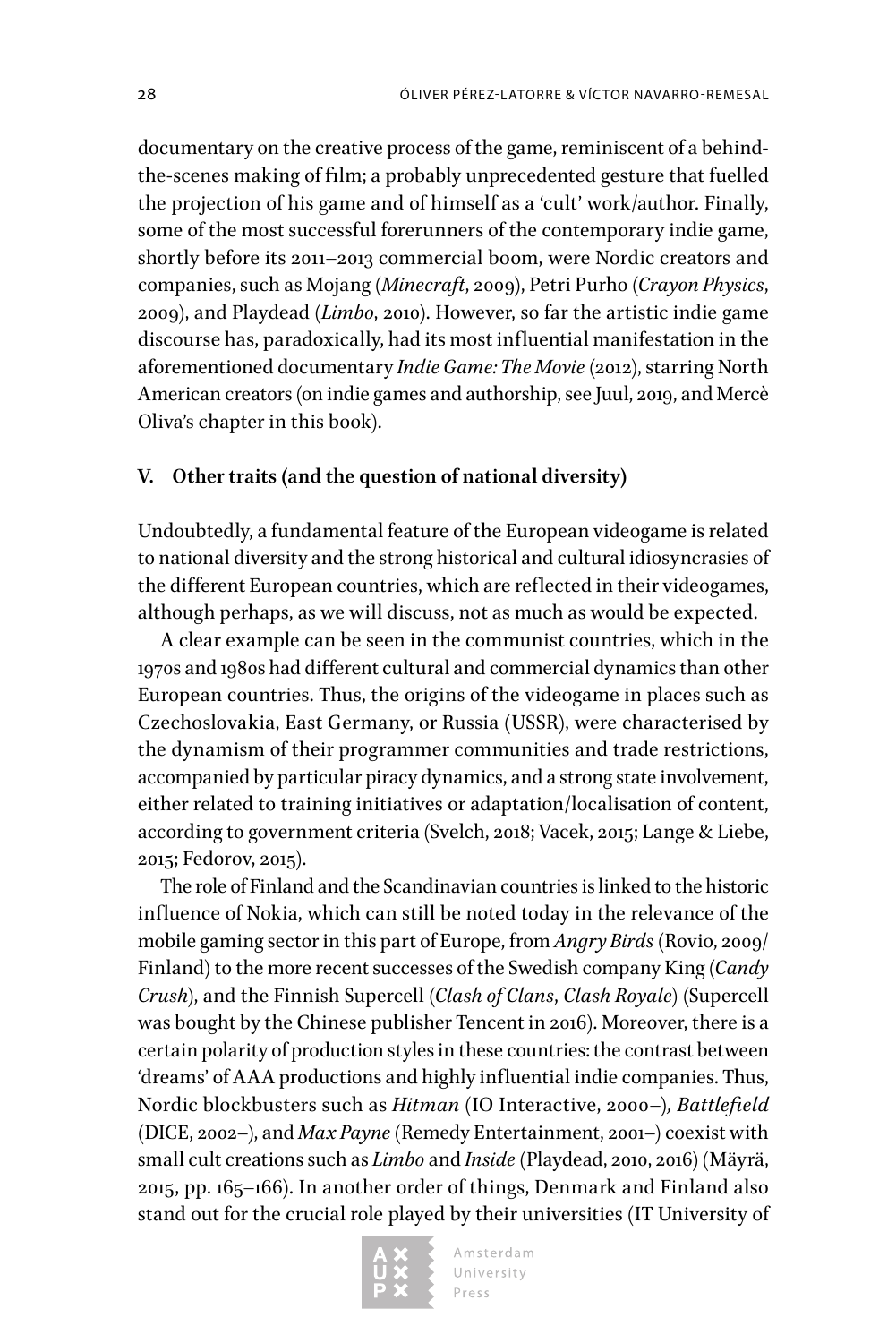documentary on the creative process of the game, reminiscent of a behind-the-scenes making of film; a probably unprecedented gesture that fuelled the projection of his game and of himself as a 'cult' work/author. Finally, some of the most successful forerunners of the contemporary indie game, shortly before its 2011–2013 commercial boom, were Nordic creators and companies, such as Mojang (*Minecraft*, 2009), Petri Purho (*Crayon Physics*, 2009), and Playdead (*Limbo*, 2010). However, so far the artistic indie game discourse has, paradoxically, had its most influential manifestation in the aforementioned documentary *Indie Game: The Movie* (2012), starring North American creators (on indie games and authorship, see Juul, 2019, and Mercè Oliva's chapter in this book).

## V. Other traits (and the question of national diversity)

Undoubtedly, a fundamental feature of the European videogame is related to national diversity and the strong historical and cultural idiosyncrasies of the different European countries, which are reflected in their videogames, although perhaps, as we will discuss, not as much as would be expected.

A clear example can be seen in the communist countries, which in the 1970s and 1980s had different cultural and commercial dynamics than other European countries. Thus, the origins of the videogame in places such as Czechoslovakia, East Germany, or Russia (USSR), were characterised by the dynamism of their programmer communities and trade restrictions, accompanied by particular piracy dynamics, and a strong state involvement, either related to training initiatives or adaptation/localisation of content, according to government criteria (Svelch, 2018; Vacek, 2015; Lange & Liebe, 2015; Fedorov, 2015).

The role of Finland and the Scandinavian countries is linked to the historic influence of Nokia, which can still be noted today in the relevance of the mobile gaming sector in this part of Europe, from *Angry Birds* (Rovio, 2009/ Finland) to the more recent successes of the Swedish company King (*Candy Crush*), and the Finnish Supercell (*Clash of Clans*, *Clash Royale*) (Supercell was bought by the Chinese publisher Tencent in 2016). Moreover, there is a certain polarity of production styles in these countries: the contrast between 'dreams' of AAA productions and highly influential indie companies. Thus, Nordic blockbusters such as *Hitman* (IO Interactive, 2000–), *Battlefield* (DICE, 2002–), and *Max Payne* (Remedy Entertainment, 2001–) coexist with small cult creations such as *Limbo* and *Inside* (Playdead, 2010, 2016) (Mäyrä, 2015, pp. 165–166). In another order of things, Denmark and Finland also stand out for the crucial role played by their universities (IT University of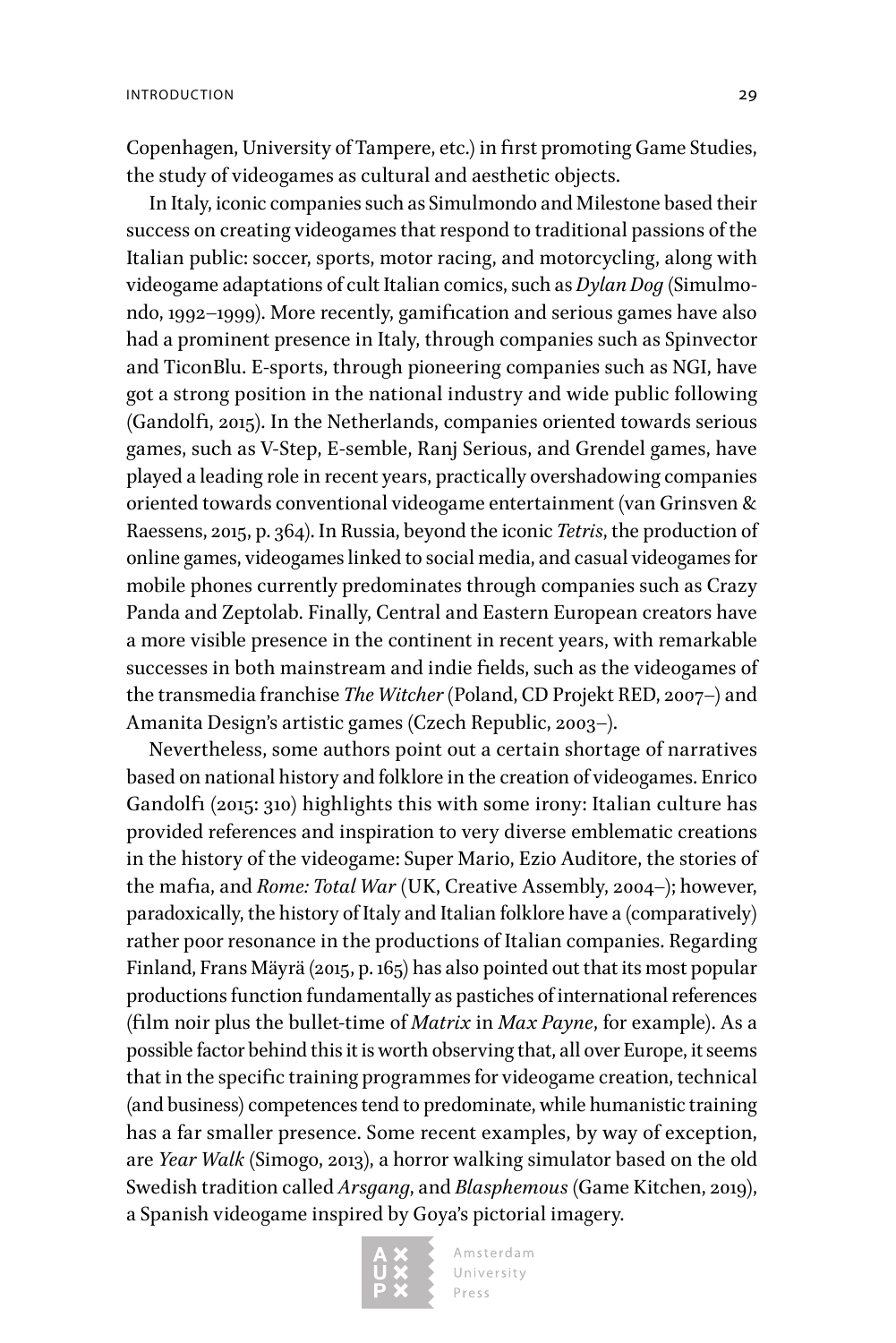Copenhagen, University of Tampere, etc.) in first promoting Game Studies, the study of videogames as cultural and aesthetic objects.

In Italy, iconic companies such as Simulmondo and Milestone based their success on creating videogames that respond to traditional passions of the Italian public: soccer, sports, motor racing, and motorcycling, along with videogame adaptations of cult Italian comics, such as *Dylan Dog* (Simulmondo, 1992–1999). More recently, gamification and serious games have also had a prominent presence in Italy, through companies such as Spinvector and TiconBlu. E-sports, through pioneering companies such as NGI, have got a strong position in the national industry and wide public following (Gandolfi, 2015). In the Netherlands, companies oriented towards serious games, such as V-Step, E-semble, Ranj Serious, and Grendel games, have played a leading role in recent years, practically overshadowing companies oriented towards conventional videogame entertainment (van Grinsven & Raessens, 2015, p. 364). In Russia, beyond the iconic *Tetris*, the production of online games, videogames linked to social media, and casual videogames for mobile phones currently predominates through companies such as Crazy Panda and Zeptolab. Finally, Central and Eastern European creators have a more visible presence in the continent in recent years, with remarkable successes in both mainstream and indie fields, such as the videogames of the transmedia franchise *The Witcher* (Poland, CD Projekt RED, 2007–) and Amanita Design's artistic games (Czech Republic, 2003–).

Nevertheless, some authors point out a certain shortage of narratives based on national history and folklore in the creation of videogames. Enrico Gandolfi (2015: 310) highlights this with some irony: Italian culture has provided references and inspiration to very diverse emblematic creations in the history of the videogame: Super Mario, Ezio Auditore, the stories of the mafia, and *Rome: Total War* (UK, Creative Assembly, 2004–); however, paradoxically, the history of Italy and Italian folklore have a (comparatively) rather poor resonance in the productions of Italian companies. Regarding Finland, Frans Mäyrä (2015, p. 165) has also pointed out that its most popular productions function fundamentally as pastiches of international references (film noir plus the bullet-time of *Matrix* in *Max Payne*, for example). As a possible factor behind this it is worth observing that, all over Europe, it seems that in the specific training programmes for videogame creation, technical (and business) competences tend to predominate, while humanistic training has a far smaller presence. Some recent examples, by way of exception, are *Year Walk* (Simogo, 2013), a horror walking simulator based on the old Swedish tradition called *Arsgang*, and *Blasphemous* (Game Kitchen, 2019), a Spanish videogame inspired by Goya's pictorial imagery.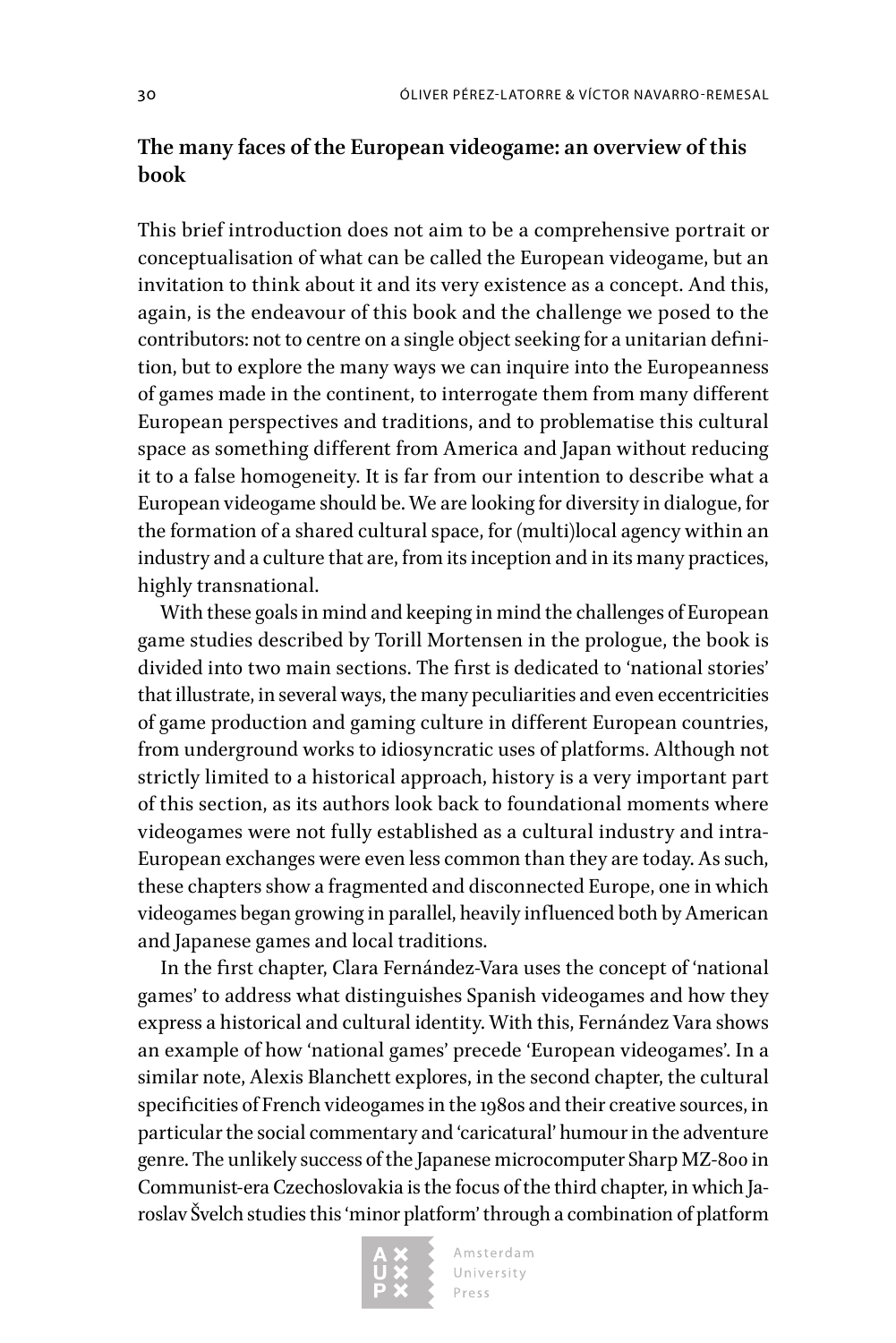## The many faces of the European videogame: an overview of this book

This brief introduction does not aim to be a comprehensive portrait or conceptualisation of what can be called the European videogame, but an invitation to think about it and its very existence as a concept. And this, again, is the endeavour of this book and the challenge we posed to the contributors: not to centre on a single object seeking for a unitarian definition, but to explore the many ways we can inquire into the Europeanness of games made in the continent, to interrogate them from many different European perspectives and traditions, and to problematise this cultural space as something different from America and Japan without reducing it to a false homogeneity. It is far from our intention to describe what a European videogame should be. We are looking for diversity in dialogue, for the formation of a shared cultural space, for (multi)local agency within an industry and a culture that are, from its inception and in its many practices, highly transnational.

With these goals in mind and keeping in mind the challenges of European game studies described by Torill Mortensen in the prologue, the book is divided into two main sections. The first is dedicated to 'national stories' that illustrate, in several ways, the many peculiarities and even eccentricities of game production and gaming culture in different European countries, from underground works to idiosyncratic uses of platforms. Although not strictly limited to a historical approach, history is a very important part of this section, as its authors look back to foundational moments where videogames were not fully established as a cultural industry and intra-European exchanges were even less common than they are today. As such, these chapters show a fragmented and disconnected Europe, one in which videogames began growing in parallel, heavily influenced both by American and Japanese games and local traditions.

In the first chapter, Clara Fernández-Vara uses the concept of 'national games' to address what distinguishes Spanish videogames and how they express a historical and cultural identity. With this, Fernández Vara shows an example of how 'national games' precede 'European videogames'. In a similar note, Alexis Blanchett explores, in the second chapter, the cultural specificities of French videogames in the 1980s and their creative sources, in particular the social commentary and 'caricatural' humour in the adventure genre. The unlikely success of the Japanese microcomputer Sharp MZ-800 in Communist-era Czechoslovakia is the focus of the third chapter, in which Jaroslav Švelch studies this 'minor platform' through a combination of platform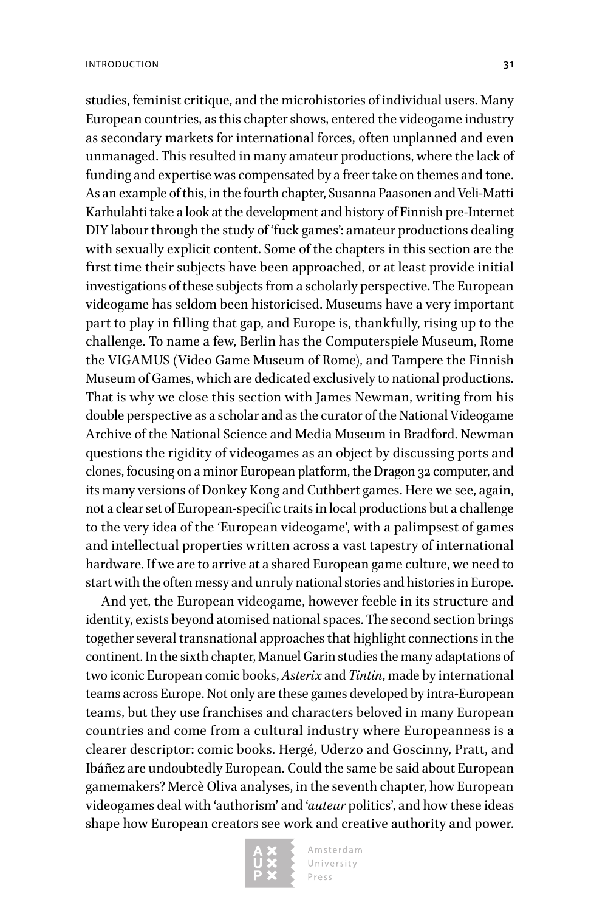studies, feminist critique, and the microhistories of individual users. Many European countries, as this chapter shows, entered the videogame industry as secondary markets for international forces, often unplanned and even unmanaged. This resulted in many amateur productions, where the lack of funding and expertise was compensated by a freer take on themes and tone. As an example of this, in the fourth chapter, Susanna Paasonen and Veli-Matti Karhulahti take a look at the development and history of Finnish pre-Internet DIY labour through the study of 'fuck games': amateur productions dealing with sexually explicit content. Some of the chapters in this section are the first time their subjects have been approached, or at least provide initial investigations of these subjects from a scholarly perspective. The European videogame has seldom been historicised. Museums have a very important part to play in filling that gap, and Europe is, thankfully, rising up to the challenge. To name a few, Berlin has the Computerspiele Museum, Rome the VIGAMUS (Video Game Museum of Rome), and Tampere the Finnish Museum of Games, which are dedicated exclusively to national productions. That is why we close this section with James Newman, writing from his double perspective as a scholar and as the curator of the National Videogame Archive of the National Science and Media Museum in Bradford. Newman questions the rigidity of videogames as an object by discussing ports and clones, focusing on a minor European platform, the Dragon 32 computer, and its many versions of Donkey Kong and Cuthbert games. Here we see, again, not a clear set of European-specific traits in local productions but a challenge to the very idea of the 'European videogame', with a palimpsest of games and intellectual properties written across a vast tapestry of international hardware. If we are to arrive at a shared European game culture, we need to start with the often messy and unruly national stories and histories in Europe.

And yet, the European videogame, however feeble in its structure and identity, exists beyond atomised national spaces. The second section brings together several transnational approaches that highlight connections in the continent. In the sixth chapter, Manuel Garin studies the many adaptations of two iconic European comic books, *Asterix* and *Tintin*, made by international teams across Europe. Not only are these games developed by intra-European teams, but they use franchises and characters beloved in many European countries and come from a cultural industry where Europeanness is a clearer descriptor: comic books. Hergé, Uderzo and Goscinny, Pratt, and Ibáñez are undoubtedly European. Could the same be said about European gamemakers? Mercè Oliva analyses, in the seventh chapter, how European videogames deal with 'authorism' and '*auteur* politics', and how these ideas shape how European creators see work and creative authority and power.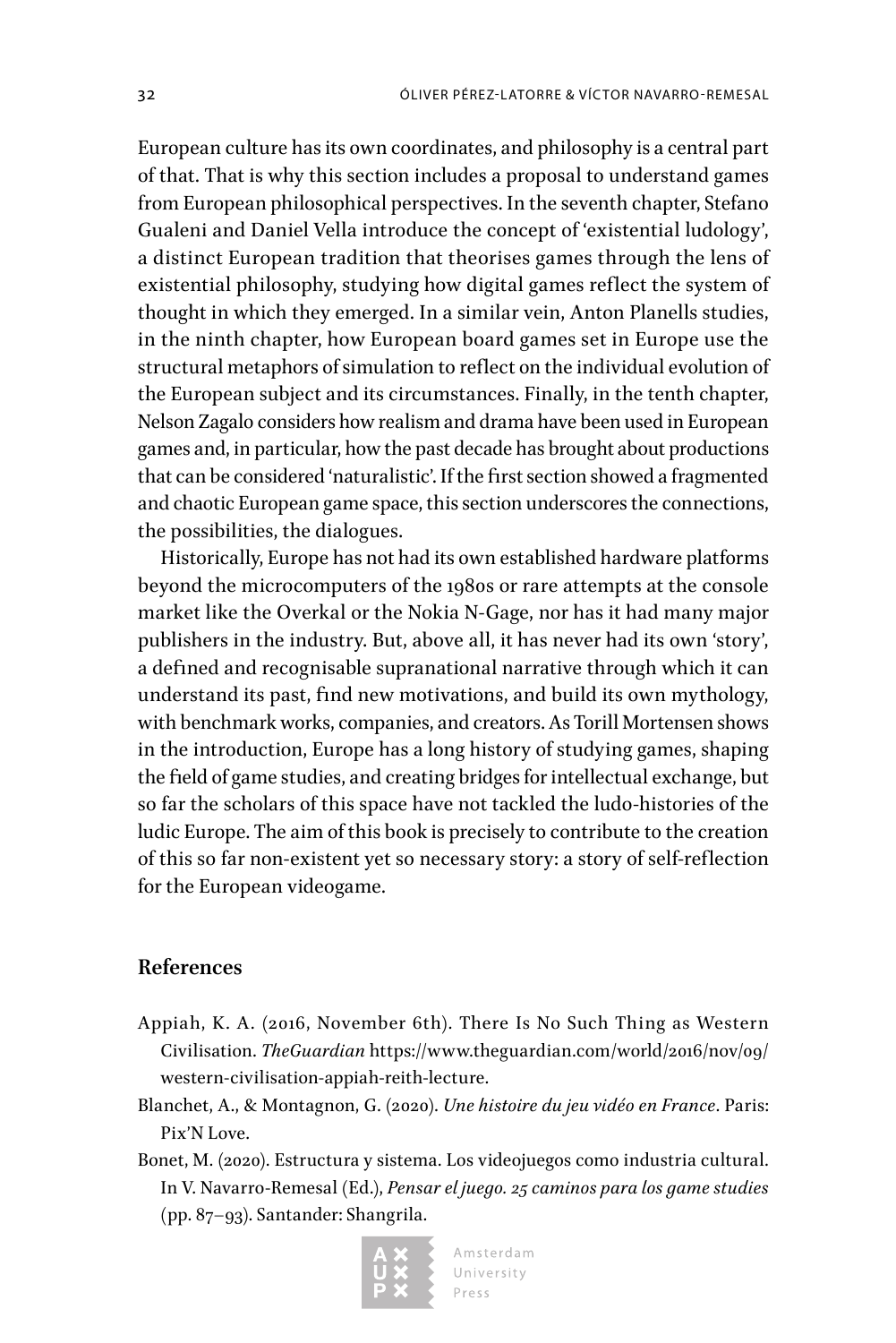European culture has its own coordinates, and philosophy is a central part of that. That is why this section includes a proposal to understand games from European philosophical perspectives. In the seventh chapter, Stefano Gualeni and Daniel Vella introduce the concept of 'existential ludology', a distinct European tradition that theorises games through the lens of existential philosophy, studying how digital games reflect the system of thought in which they emerged. In a similar vein, Anton Planells studies, in the ninth chapter, how European board games set in Europe use the structural metaphors of simulation to reflect on the individual evolution of the European subject and its circumstances. Finally, in the tenth chapter, Nelson Zagalo considers how realism and drama have been used in European games and, in particular, how the past decade has brought about productions that can be considered 'naturalistic'. If the first section showed a fragmented and chaotic European game space, this section underscores the connections, the possibilities, the dialogues.

Historically, Europe has not had its own established hardware platforms beyond the microcomputers of the 1980s or rare attempts at the console market like the Overkal or the Nokia N-Gage, nor has it had many major publishers in the industry. But, above all, it has never had its own 'story', a defined and recognisable supranational narrative through which it can understand its past, find new motivations, and build its own mythology, with benchmark works, companies, and creators. As Torill Mortensen shows in the introduction, Europe has a long history of studying games, shaping the field of game studies, and creating bridges for intellectual exchange, but so far the scholars of this space have not tackled the ludo-histories of the ludic Europe. The aim of this book is precisely to contribute to the creation of this so far non-existent yet so necessary story: a story of self-reflection for the European videogame.

## References

Appiah, K. A. (2016, November 6th). There Is No Such Thing as Western Civilisation. *TheGuardian* https://www.theguardian.com/world/2016/nov/09/western-civilisation-appiah-reith-lecture.

Blanchet, A., & Montagnon, G. (2020). *Une histoire du jeu vidéo en France*. Paris: Pix'N Love.

Bonet, M. (2020). Estructura y sistema. Los videojuegos como industria cultural. In V. Navarro-Remesal (Ed.), *Pensar el juego. 25 caminos para los game studies* (pp. 87–93). Santander: Shangrila.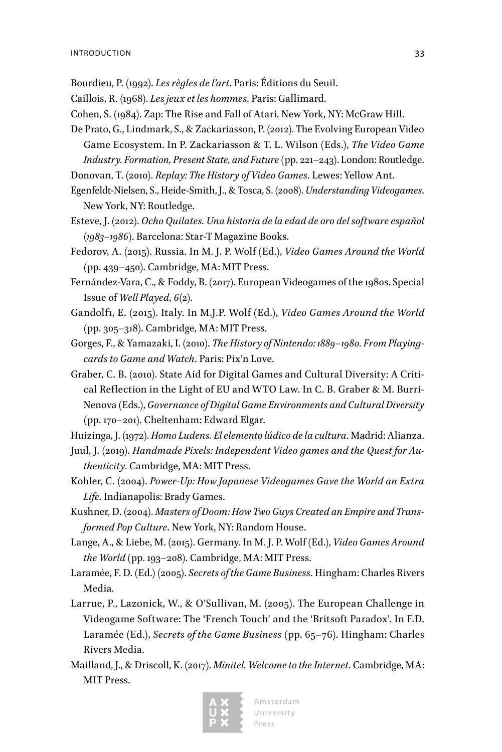Bourdieu, P. (1992). *Les règles de l'art*. Paris: Éditions du Seuil.

Caillois, R. (1968). *Les jeux et les hommes*. Paris: Gallimard.

Cohen, S. (1984). Zap: The Rise and Fall of Atari. New York, NY: McGraw Hill.

De Prato, G., Lindmark, S., & Zackariasson, P. (2012). The Evolving European Video Game Ecosystem. In P. Zackariasson & T. L. Wilson (Eds.), *The Video Game Industry. Formation, Present State, and Future* (pp. 221–243). London: Routledge.

Donovan, T. (2010). *Replay: The History of Video Games*. Lewes: Yellow Ant.

Egenfeldt-Nielsen, S., Heide-Smith, J., & Tosca, S. (2008). *Understanding Videogames*. New York, NY: Routledge.

Esteve, J. (2012). *Ocho Quilates. Una historia de la edad de oro del software español (1983–1986)*. Barcelona: Star-T Magazine Books.

Fedorov, A. (2015). Russia. In M. J. P. Wolf (Ed.), *Video Games Around the World* (pp. 439–450). Cambridge, MA: MIT Press.

Fernández-Vara, C., & Foddy, B. (2017). European Videogames of the 1980s. Special Issue of *Well Played*, *6*(2).

Gandolfi, E. (2015). Italy. In M.J.P. Wolf (Ed.), *Video Games Around the World* (pp. 305–318). Cambridge, MA: MIT Press.

Gorges, F., & Yamazaki, I. (2010). *The History of Nintendo: 1889–1980. From Playing-cards to Game and Watch*. Paris: Pix'n Love.

Graber, C. B. (2010). State Aid for Digital Games and Cultural Diversity: A Critical Reflection in the Light of EU and WTO Law. In C. B. Graber & M. Burri-Nenova (Eds.), *Governance of Digital Game Environments and Cultural Diversity* (pp. 170–201). Cheltenham: Edward Elgar.

Huizinga, J. (1972). *Homo Ludens. El elemento lúdico de la cultura*. Madrid: Alianza.

Juul, J. (2019). *Handmade Pixels: Independent Video games and the Quest for Authenticity*. Cambridge, MA: MIT Press.

Kohler, C. (2004). *Power-Up: How Japanese Videogames Gave the World an Extra Life*. Indianapolis: Brady Games.

Kushner, D. (2004). *Masters of Doom: How Two Guys Created an Empire and Transformed Pop Culture*. New York, NY: Random House.

Lange, A., & Liebe, M. (2015). Germany. In M. J. P. Wolf (Ed.), *Video Games Around the World* (pp. 193–208). Cambridge, MA: MIT Press.

Laramée, F. D. (Ed.) (2005). *Secrets of the Game Business*. Hingham: Charles Rivers Media.

Larrue, P., Lazonick, W., & O'Sullivan, M. (2005). The European Challenge in Videogame Software: The 'French Touch' and the 'Britsoft Paradox'. In F.D. Laramée (Ed.), *Secrets of the Game Business* (pp. 65–76). Hingham: Charles Rivers Media.

Mailland, J., & Driscoll, K. (2017). *Minitel. Welcome to the Internet*. Cambridge, MA: MIT Press.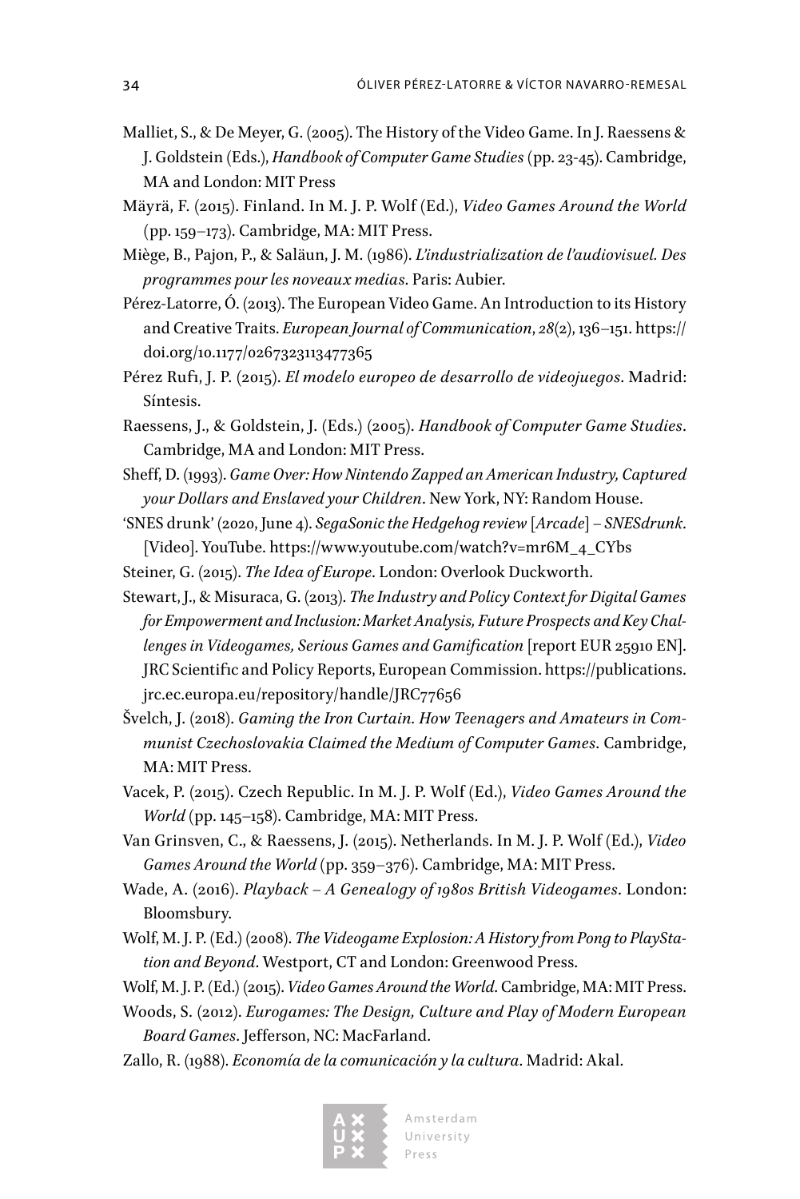Malliet, S., & De Meyer, G. (2005). The History of the Video Game. In J. Raessens & J. Goldstein (Eds.), *Handbook of Computer Game Studies* (pp. 23-45). Cambridge, MA and London: MIT Press

Mäyrä, F. (2015). Finland. In M. J. P. Wolf (Ed.), *Video Games Around the World* (pp. 159–173). Cambridge, MA: MIT Press.

Miège, B., Pajon, P., & Saläun, J. M. (1986). *L'industrialization de l'audiovisuel. Des programmes pour les noveaux medias*. Paris: Aubier.

Pérez-Latorre, Ó. (2013). The European Video Game. An Introduction to its History and Creative Traits. *European Journal of Communication*, *28*(2), 136–151. https://doi.org/10.1177/0267323113477365

Pérez Rufı, J. P. (2015). *El modelo europeo de desarrollo de videojuegos*. Madrid: Síntesis.

Raessens, J., & Goldstein, J. (Eds.) (2005). *Handbook of Computer Game Studies*. Cambridge, MA and London: MIT Press.

Sheff, D. (1993). *Game Over: How Nintendo Zapped an American Industry, Captured your Dollars and Enslaved your Children*. New York, NY: Random House.

'SNES drunk' (2020, June 4). *SegaSonic the Hedgehog review [Arcade] – SNESdrunk*. [Video]. YouTube. https://www.youtube.com/watch?v=mr6M_4_CYbs

Steiner, G. (2015). *The Idea of Europe*. London: Overlook Duckworth.

Stewart, J., & Misuraca, G. (2013). *The Industry and Policy Context for Digital Games for Empowerment and Inclusion: Market Analysis, Future Prospects and Key Challenges in Videogames, Serious Games and Gamification* [report EUR 25910 EN]. JRC Scientific and Policy Reports, European Commission. https://publications.jrc.ec.europa.eu/repository/handle/JRC77656

Švelch, J. (2018). *Gaming the Iron Curtain. How Teenagers and Amateurs in Communist Czechoslovakia Claimed the Medium of Computer Games*. Cambridge, MA: MIT Press.

Vacek, P. (2015). Czech Republic. In M. J. P. Wolf (Ed.), *Video Games Around the World* (pp. 145–158). Cambridge, MA: MIT Press.

Van Grinsven, C., & Raessens, J. (2015). Netherlands. In M. J. P. Wolf (Ed.), *Video Games Around the World* (pp. 359–376). Cambridge, MA: MIT Press.

Wade, A. (2016). *Playback – A Genealogy of 1980s British Videogames*. London: Bloomsbury.

Wolf, M. J. P. (Ed.) (2008). *The Videogame Explosion: A History from Pong to PlayStation and Beyond*. Westport, CT and London: Greenwood Press.

Wolf, M. J. P. (Ed.) (2015). *Video Games Around the World*. Cambridge, MA: MIT Press.

Woods, S. (2012). *Eurogames: The Design, Culture and Play of Modern European Board Games*. Jefferson, NC: MacFarland.

Zallo, R. (1988). *Economía de la comunicación y la cultura*. Madrid: Akal.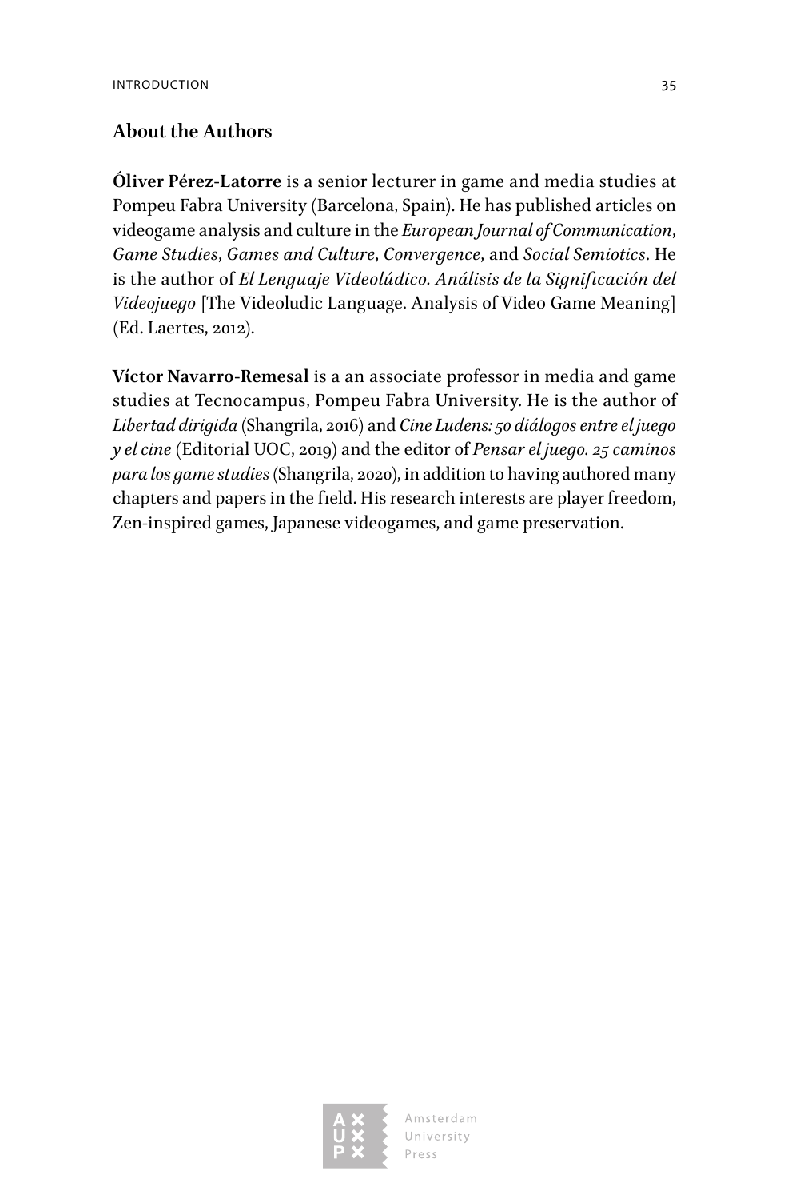## About the Authors

**Óliver Pérez-Latorre** is a senior lecturer in game and media studies at Pompeu Fabra University (Barcelona, Spain). He has published articles on videogame analysis and culture in the *European Journal of Communication*, *Game Studies*, *Games and Culture*, *Convergence*, and *Social Semiotics*. He is the author of *El Lenguaje Videolúdico. Análisis de la Significación del Videojuego* [The Videoludic Language. Analysis of Video Game Meaning] (Ed. Laertes, 2012).

**Víctor Navarro-Remesal** is a an associate professor in media and game studies at Tecnocampus, Pompeu Fabra University. He is the author of *Libertad dirigida* (Shangrila, 2016) and *Cine Ludens: 50 diálogos entre el juego y el cine* (Editorial UOC, 2019) and the editor of *Pensar el juego. 25 caminos para los game studies* (Shangrila, 2020), in addition to having authored many chapters and papers in the field. His research interests are player freedom, Zen-inspired games, Japanese videogames, and game preservation.